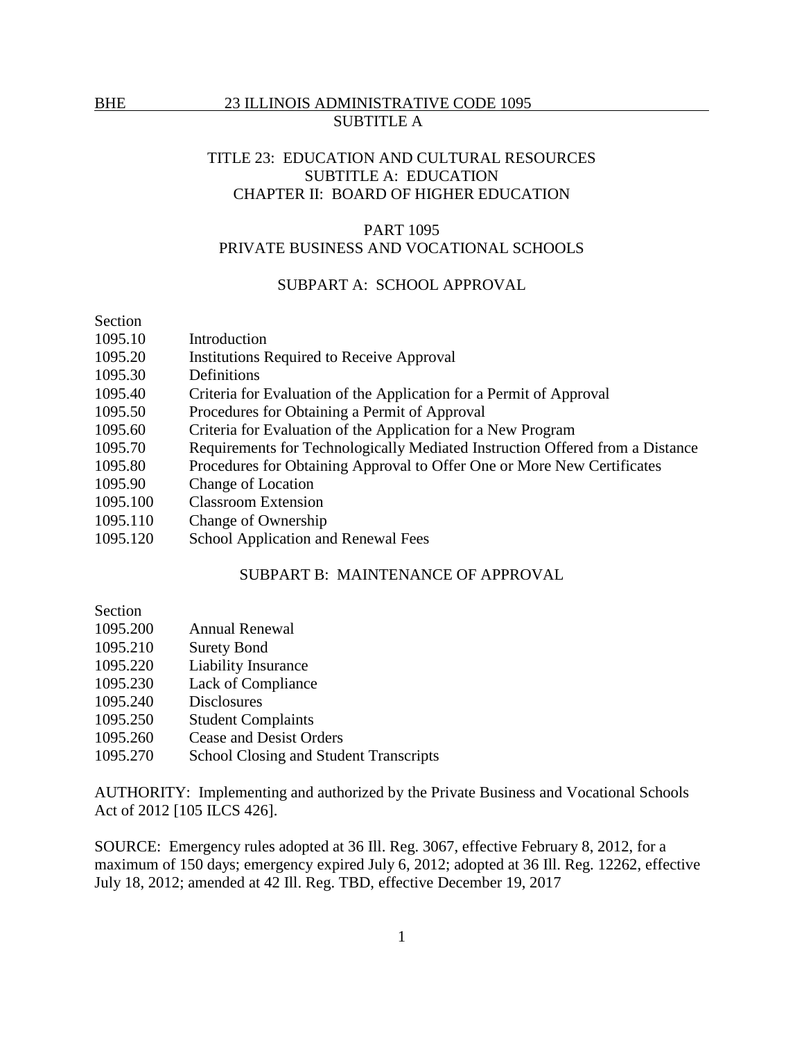# TITLE 23: EDUCATION AND CULTURAL RESOURCES
## SUBTITLE A: EDUCATION
## CHAPTER II: BOARD OF HIGHER EDUCATION

## PART 1095
## PRIVATE BUSINESS AND VOCATIONAL SCHOOLS

### SUBPART A: SCHOOL APPROVAL

| Section | |
|---|---|
| 1095.10 | Introduction |
| 1095.20 | Institutions Required to Receive Approval |
| 1095.30 | Definitions |
| 1095.40 | Criteria for Evaluation of the Application for a Permit of Approval |
| 1095.50 | Procedures for Obtaining a Permit of Approval |
| 1095.60 | Criteria for Evaluation of the Application for a New Program |
| 1095.70 | Requirements for Technologically Mediated Instruction Offered from a Distance |
| 1095.80 | Procedures for Obtaining Approval to Offer One or More New Certificates |
| 1095.90 | Change of Location |
| 1095.100 | Classroom Extension |
| 1095.110 | Change of Ownership |
| 1095.120 | School Application and Renewal Fees |

### SUBPART B: MAINTENANCE OF APPROVAL

| Section | |
|---|---|
| 1095.200 | Annual Renewal |
| 1095.210 | Surety Bond |
| 1095.220 | Liability Insurance |
| 1095.230 | Lack of Compliance |
| 1095.240 | Disclosures |
| 1095.250 | Student Complaints |
| 1095.260 | Cease and Desist Orders |
| 1095.270 | School Closing and Student Transcripts |

AUTHORITY: Implementing and authorized by the Private Business and Vocational Schools Act of 2012 [105 ILCS 426].

SOURCE: Emergency rules adopted at 36 Ill. Reg. 3067, effective February 8, 2012, for a maximum of 150 days; emergency expired July 6, 2012; adopted at 36 Ill. Reg. 12262, effective July 18, 2012; amended at 42 Ill. Reg. TBD, effective December 19, 2017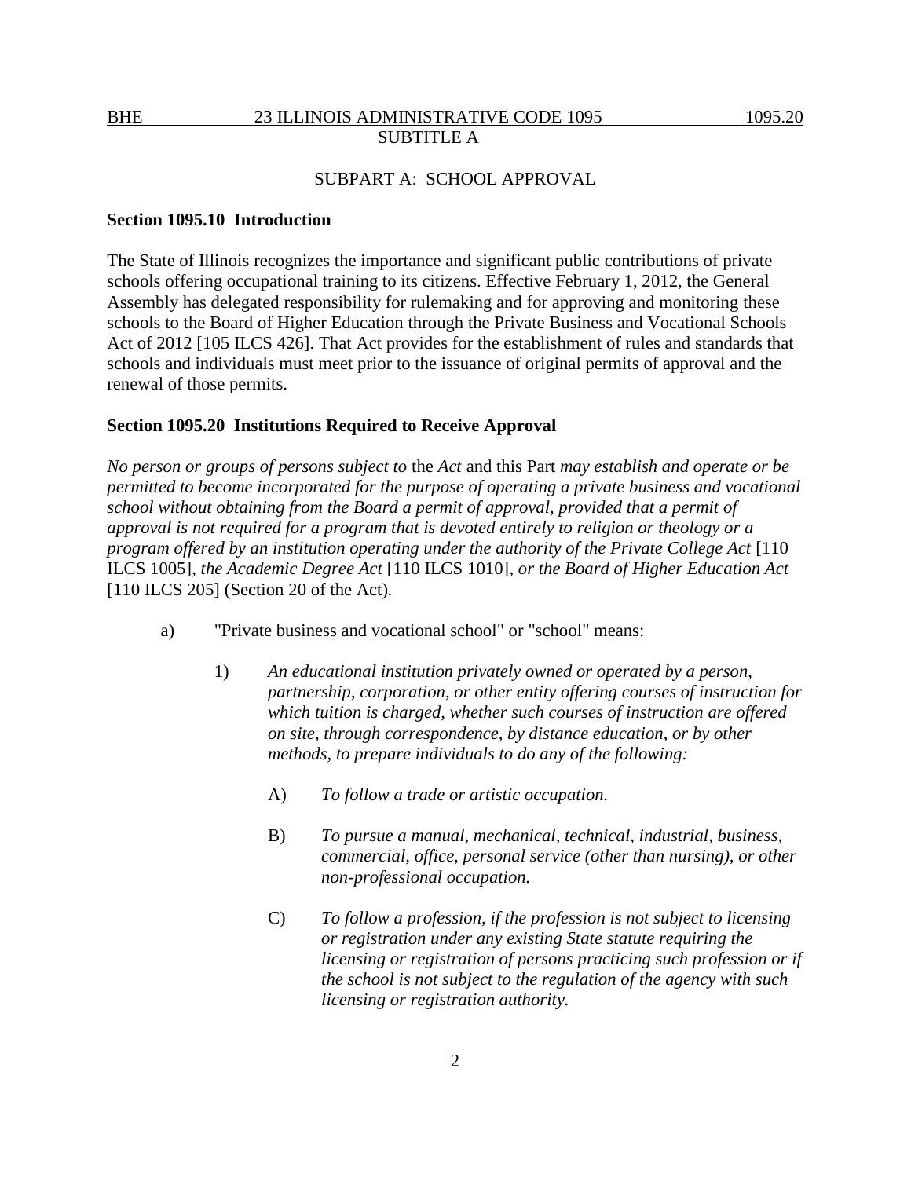SUBPART A: SCHOOL APPROVAL

**Section 1095.10 Introduction**

The State of Illinois recognizes the importance and significant public contributions of private schools offering occupational training to its citizens. Effective February 1, 2012, the General Assembly has delegated responsibility for rulemaking and for approving and monitoring these schools to the Board of Higher Education through the Private Business and Vocational Schools Act of 2012 [105 ILCS 426]. That Act provides for the establishment of rules and standards that schools and individuals must meet prior to the issuance of original permits of approval and the renewal of those permits.

**Section 1095.20 Institutions Required to Receive Approval**

*No person or groups of persons subject to* the *Act* and this Part *may establish and operate or be permitted to become incorporated for the purpose of operating a private business and vocational school without obtaining from the Board a permit of approval, provided that a permit of approval is not required for a program that is devoted entirely to religion or theology or a program offered by an institution operating under the authority of the Private College Act* [110 ILCS 1005], *the Academic Degree Act* [110 ILCS 1010], *or the Board of Higher Education Act* [110 ILCS 205] (Section 20 of the Act).

a) "Private business and vocational school" or "school" means:

1) *An educational institution privately owned or operated by a person, partnership, corporation, or other entity offering courses of instruction for which tuition is charged, whether such courses of instruction are offered on site, through correspondence, by distance education, or by other methods, to prepare individuals to do any of the following:*

A) *To follow a trade or artistic occupation.*

B) *To pursue a manual, mechanical, technical, industrial, business, commercial, office, personal service (other than nursing), or other non-professional occupation.*

C) *To follow a profession, if the profession is not subject to licensing or registration under any existing State statute requiring the licensing or registration of persons practicing such profession or if the school is not subject to the regulation of the agency with such licensing or registration authority.*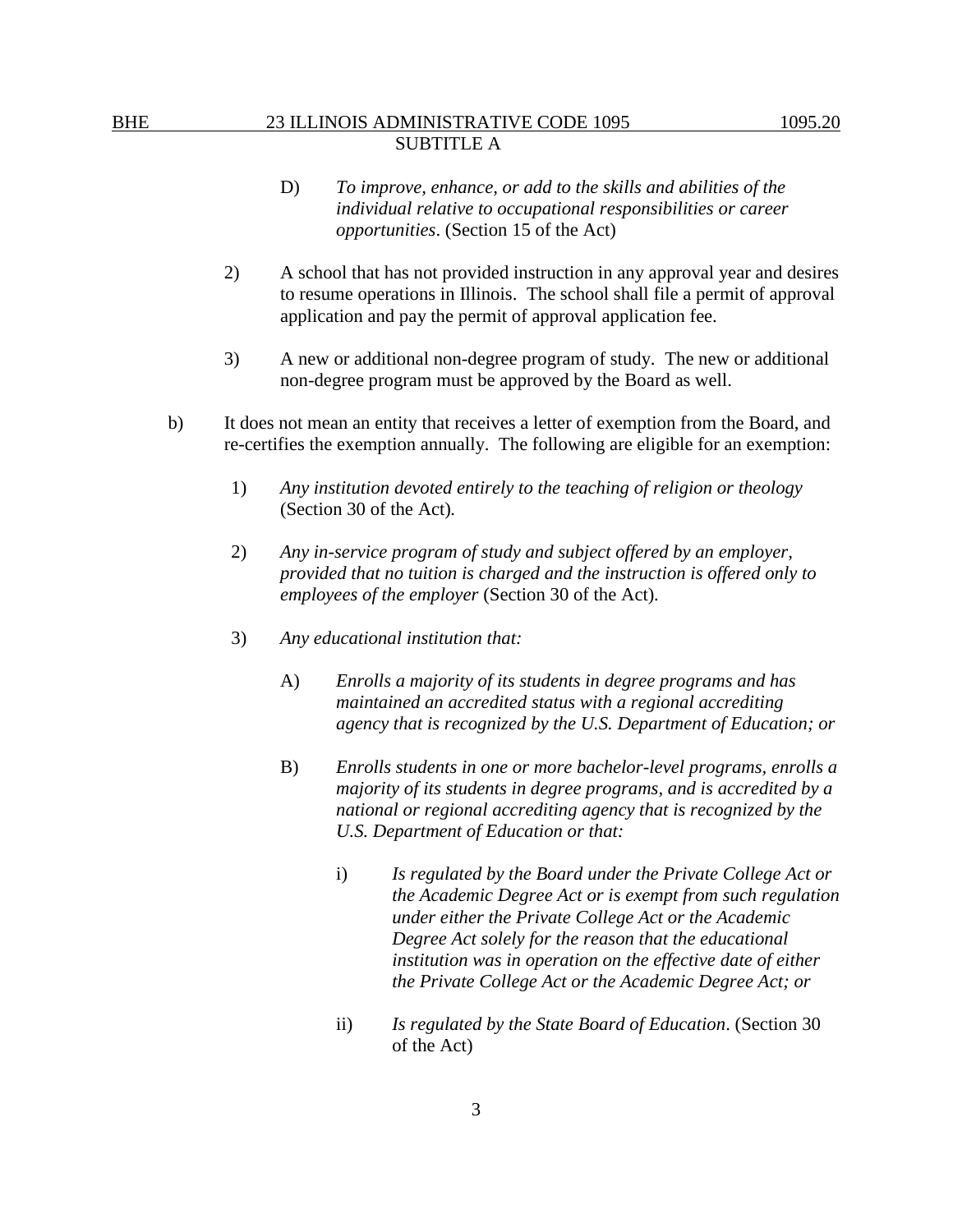D) *To improve, enhance, or add to the skills and abilities of the individual relative to occupational responsibilities or career opportunities*. (Section 15 of the Act)

2) A school that has not provided instruction in any approval year and desires to resume operations in Illinois. The school shall file a permit of approval application and pay the permit of approval application fee.

3) A new or additional non-degree program of study. The new or additional non-degree program must be approved by the Board as well.

b) It does not mean an entity that receives a letter of exemption from the Board, and re-certifies the exemption annually. The following are eligible for an exemption:

1) *Any institution devoted entirely to the teaching of religion or theology* (Section 30 of the Act).

2) *Any in-service program of study and subject offered by an employer, provided that no tuition is charged and the instruction is offered only to employees of the employer* (Section 30 of the Act).

3) *Any educational institution that:*

A) *Enrolls a majority of its students in degree programs and has maintained an accredited status with a regional accrediting agency that is recognized by the U.S. Department of Education; or*

B) *Enrolls students in one or more bachelor-level programs, enrolls a majority of its students in degree programs, and is accredited by a national or regional accrediting agency that is recognized by the U.S. Department of Education or that:*

i) *Is regulated by the Board under the Private College Act or the Academic Degree Act or is exempt from such regulation under either the Private College Act or the Academic Degree Act solely for the reason that the educational institution was in operation on the effective date of either the Private College Act or the Academic Degree Act; or*

ii) *Is regulated by the State Board of Education*. (Section 30 of the Act)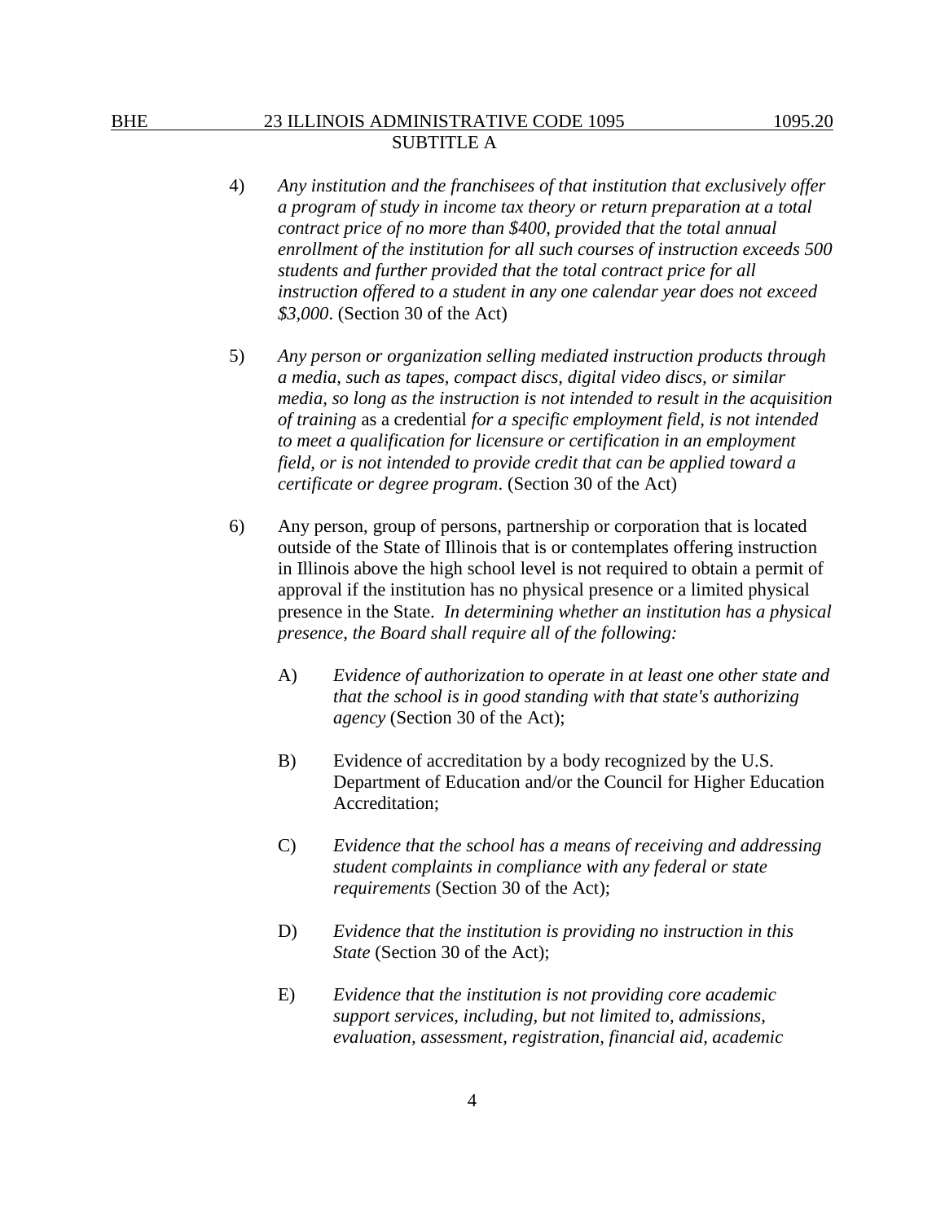4) *Any institution and the franchisees of that institution that exclusively offer a program of study in income tax theory or return preparation at a total contract price of no more than $400, provided that the total annual enrollment of the institution for all such courses of instruction exceeds 500 students and further provided that the total contract price for all instruction offered to a student in any one calendar year does not exceed $3,000*. (Section 30 of the Act)

5) *Any person or organization selling mediated instruction products through a media, such as tapes, compact discs, digital video discs, or similar media, so long as the instruction is not intended to result in the acquisition of training* as a credential *for a specific employment field, is not intended to meet a qualification for licensure or certification in an employment field, or is not intended to provide credit that can be applied toward a certificate or degree program*. (Section 30 of the Act)

6) Any person, group of persons, partnership or corporation that is located outside of the State of Illinois that is or contemplates offering instruction in Illinois above the high school level is not required to obtain a permit of approval if the institution has no physical presence or a limited physical presence in the State. *In determining whether an institution has a physical presence, the Board shall require all of the following:*

   A) *Evidence of authorization to operate in at least one other state and that the school is in good standing with that state's authorizing agency* (Section 30 of the Act);

   B) Evidence of accreditation by a body recognized by the U.S. Department of Education and/or the Council for Higher Education Accreditation;

   C) *Evidence that the school has a means of receiving and addressing student complaints in compliance with any federal or state requirements* (Section 30 of the Act);

   D) *Evidence that the institution is providing no instruction in this State* (Section 30 of the Act);

   E) *Evidence that the institution is not providing core academic support services, including, but not limited to, admissions, evaluation, assessment, registration, financial aid, academic*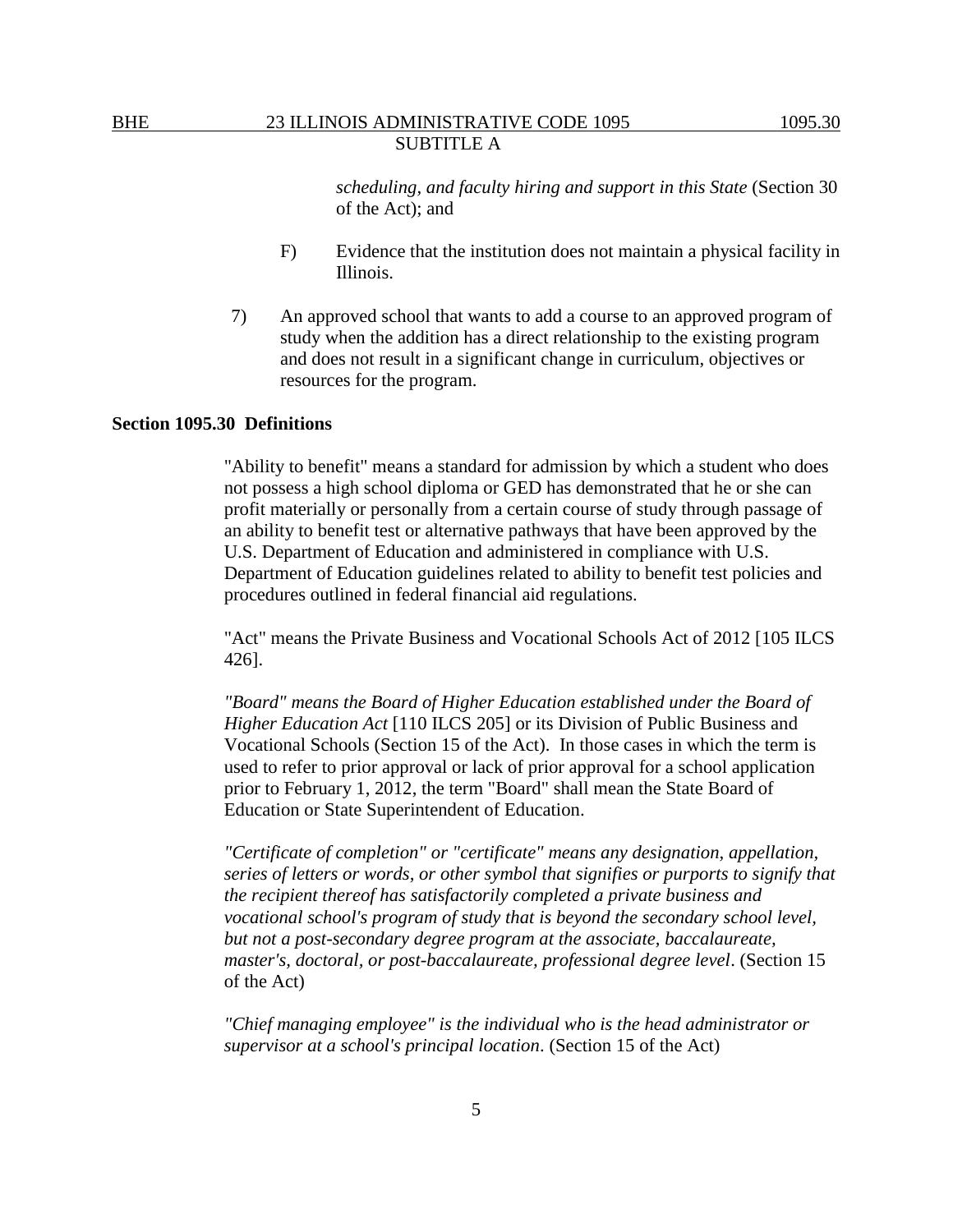*scheduling, and faculty hiring and support in this State* (Section 30 of the Act); and

F) Evidence that the institution does not maintain a physical facility in Illinois.

7) An approved school that wants to add a course to an approved program of study when the addition has a direct relationship to the existing program and does not result in a significant change in curriculum, objectives or resources for the program.

**Section 1095.30 Definitions**

"Ability to benefit" means a standard for admission by which a student who does not possess a high school diploma or GED has demonstrated that he or she can profit materially or personally from a certain course of study through passage of an ability to benefit test or alternative pathways that have been approved by the U.S. Department of Education and administered in compliance with U.S. Department of Education guidelines related to ability to benefit test policies and procedures outlined in federal financial aid regulations.

"Act" means the Private Business and Vocational Schools Act of 2012 [105 ILCS 426].

*"Board" means the Board of Higher Education established under the Board of Higher Education Act* [110 ILCS 205] or its Division of Public Business and Vocational Schools (Section 15 of the Act). In those cases in which the term is used to refer to prior approval or lack of prior approval for a school application prior to February 1, 2012, the term "Board" shall mean the State Board of Education or State Superintendent of Education.

*"Certificate of completion" or "certificate" means any designation, appellation, series of letters or words, or other symbol that signifies or purports to signify that the recipient thereof has satisfactorily completed a private business and vocational school's program of study that is beyond the secondary school level, but not a post-secondary degree program at the associate, baccalaureate, master's, doctoral, or post-baccalaureate, professional degree level*. (Section 15 of the Act)

*"Chief managing employee" is the individual who is the head administrator or supervisor at a school's principal location*. (Section 15 of the Act)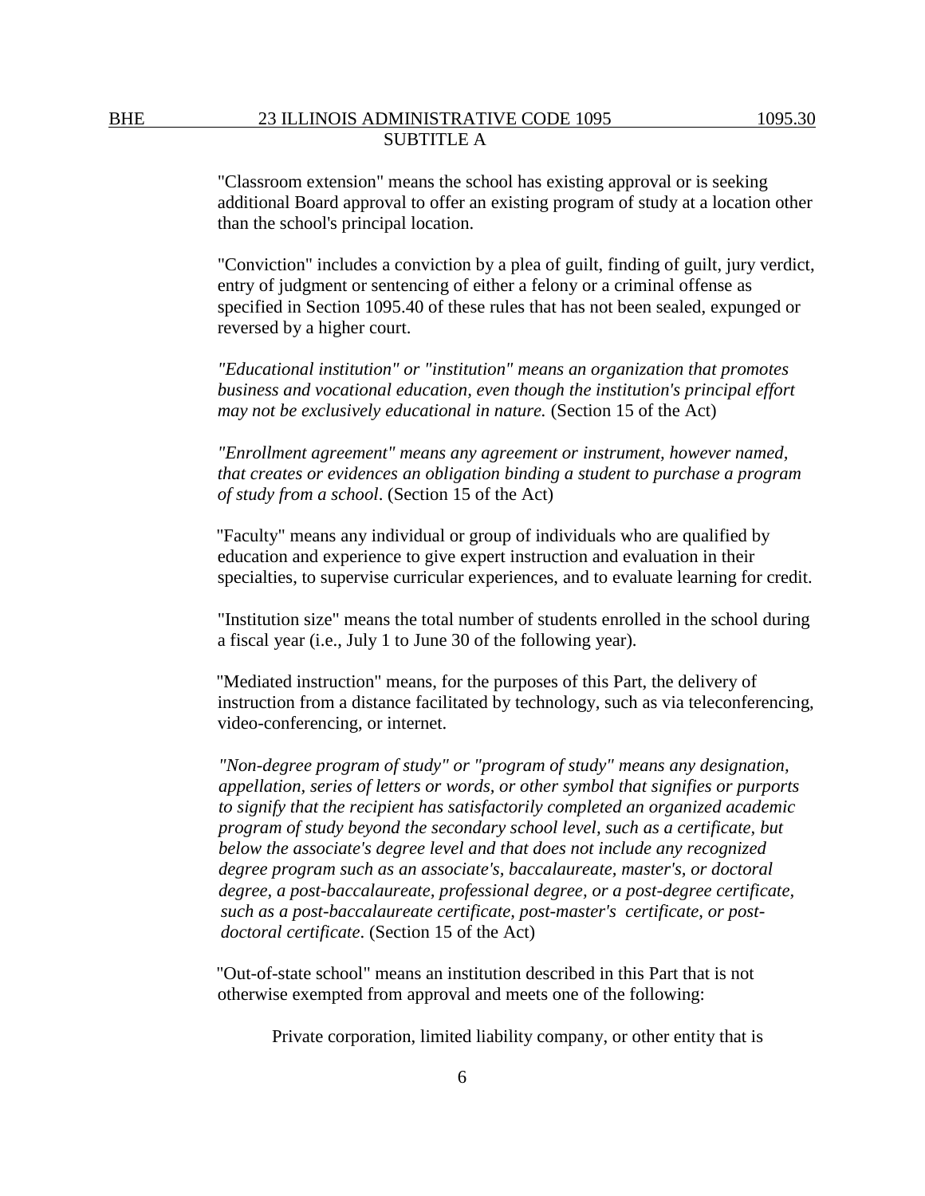"Classroom extension" means the school has existing approval or is seeking additional Board approval to offer an existing program of study at a location other than the school's principal location.

"Conviction" includes a conviction by a plea of guilt, finding of guilt, jury verdict, entry of judgment or sentencing of either a felony or a criminal offense as specified in Section 1095.40 of these rules that has not been sealed, expunged or reversed by a higher court.

*"Educational institution" or "institution" means an organization that promotes business and vocational education, even though the institution's principal effort may not be exclusively educational in nature.* (Section 15 of the Act)

*"Enrollment agreement" means any agreement or instrument, however named, that creates or evidences an obligation binding a student to purchase a program of study from a school*. (Section 15 of the Act)

"Faculty" means any individual or group of individuals who are qualified by education and experience to give expert instruction and evaluation in their specialties, to supervise curricular experiences, and to evaluate learning for credit.

"Institution size" means the total number of students enrolled in the school during a fiscal year (i.e., July 1 to June 30 of the following year).

"Mediated instruction" means, for the purposes of this Part, the delivery of instruction from a distance facilitated by technology, such as via teleconferencing, video-conferencing, or internet.

*"Non-degree program of study" or "program of study" means any designation, appellation, series of letters or words, or other symbol that signifies or purports to signify that the recipient has satisfactorily completed an organized academic program of study beyond the secondary school level, such as a certificate, but below the associate's degree level and that does not include any recognized degree program such as an associate's, baccalaureate, master's, or doctoral degree, a post-baccalaureate, professional degree, or a post-degree certificate, such as a post-baccalaureate certificate, post-master's certificate, or post-doctoral certificate*. (Section 15 of the Act)

"Out-of-state school" means an institution described in this Part that is not otherwise exempted from approval and meets one of the following:

Private corporation, limited liability company, or other entity that is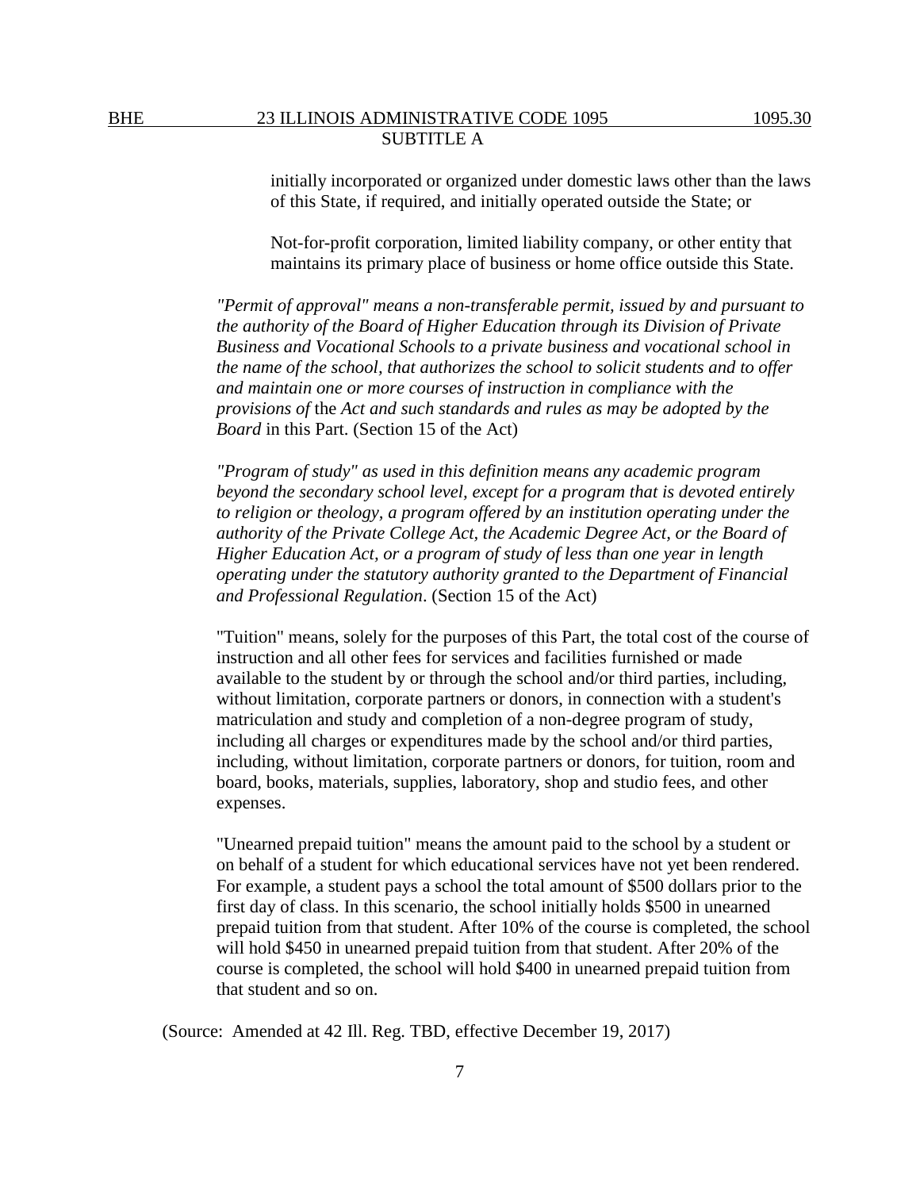initially incorporated or organized under domestic laws other than the laws of this State, if required, and initially operated outside the State; or

Not-for-profit corporation, limited liability company, or other entity that maintains its primary place of business or home office outside this State.

*"Permit of approval" means a non-transferable permit, issued by and pursuant to the authority of the Board of Higher Education through its Division of Private Business and Vocational Schools to a private business and vocational school in the name of the school, that authorizes the school to solicit students and to offer and maintain one or more courses of instruction in compliance with the provisions of* the *Act and such standards and rules as may be adopted by the Board* in this Part. (Section 15 of the Act)

*"Program of study" as used in this definition means any academic program beyond the secondary school level, except for a program that is devoted entirely to religion or theology, a program offered by an institution operating under the authority of the Private College Act, the Academic Degree Act, or the Board of Higher Education Act, or a program of study of less than one year in length operating under the statutory authority granted to the Department of Financial and Professional Regulation*. (Section 15 of the Act)

"Tuition" means, solely for the purposes of this Part, the total cost of the course of instruction and all other fees for services and facilities furnished or made available to the student by or through the school and/or third parties, including, without limitation, corporate partners or donors, in connection with a student's matriculation and study and completion of a non-degree program of study, including all charges or expenditures made by the school and/or third parties, including, without limitation, corporate partners or donors, for tuition, room and board, books, materials, supplies, laboratory, shop and studio fees, and other expenses.

"Unearned prepaid tuition" means the amount paid to the school by a student or on behalf of a student for which educational services have not yet been rendered. For example, a student pays a school the total amount of $500 dollars prior to the first day of class. In this scenario, the school initially holds $500 in unearned prepaid tuition from that student. After 10% of the course is completed, the school will hold $450 in unearned prepaid tuition from that student. After 20% of the course is completed, the school will hold $400 in unearned prepaid tuition from that student and so on.

(Source: Amended at 42 Ill. Reg. TBD, effective December 19, 2017)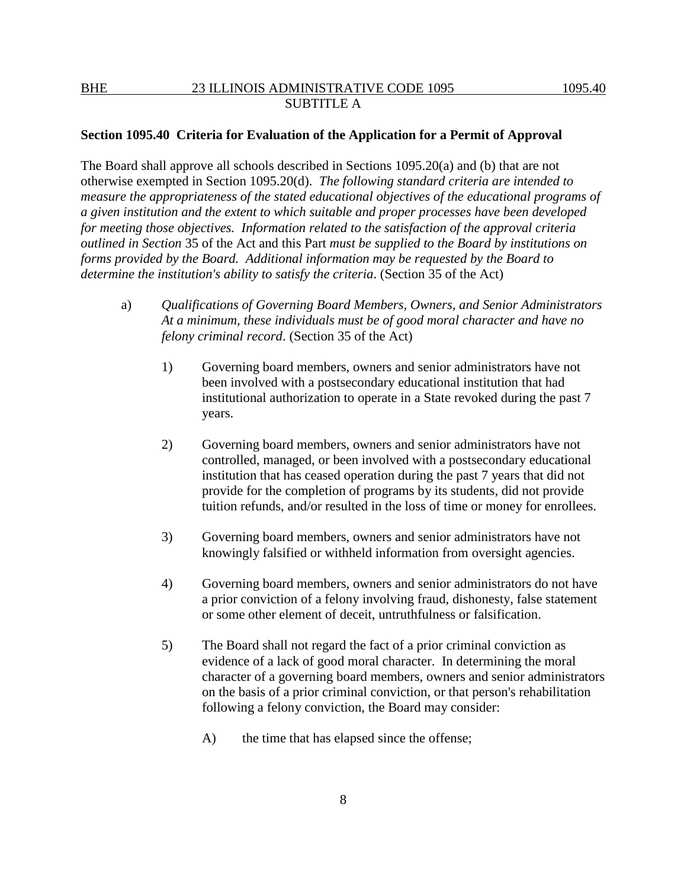## Section 1095.40 Criteria for Evaluation of the Application for a Permit of Approval

The Board shall approve all schools described in Sections 1095.20(a) and (b) that are not otherwise exempted in Section 1095.20(d). *The following standard criteria are intended to measure the appropriateness of the stated educational objectives of the educational programs of a given institution and the extent to which suitable and proper processes have been developed for meeting those objectives. Information related to the satisfaction of the approval criteria outlined in Section* 35 of the Act and this Part *must be supplied to the Board by institutions on forms provided by the Board. Additional information may be requested by the Board to determine the institution's ability to satisfy the criteria*. (Section 35 of the Act)

a) *Qualifications of Governing Board Members, Owners, and Senior Administrators At a minimum, these individuals must be of good moral character and have no felony criminal record*. (Section 35 of the Act)

   1) Governing board members, owners and senior administrators have not been involved with a postsecondary educational institution that had institutional authorization to operate in a State revoked during the past 7 years.

   2) Governing board members, owners and senior administrators have not controlled, managed, or been involved with a postsecondary educational institution that has ceased operation during the past 7 years that did not provide for the completion of programs by its students, did not provide tuition refunds, and/or resulted in the loss of time or money for enrollees.

   3) Governing board members, owners and senior administrators have not knowingly falsified or withheld information from oversight agencies.

   4) Governing board members, owners and senior administrators do not have a prior conviction of a felony involving fraud, dishonesty, false statement or some other element of deceit, untruthfulness or falsification.

   5) The Board shall not regard the fact of a prior criminal conviction as evidence of a lack of good moral character. In determining the moral character of a governing board members, owners and senior administrators on the basis of a prior criminal conviction, or that person's rehabilitation following a felony conviction, the Board may consider:

      A) the time that has elapsed since the offense;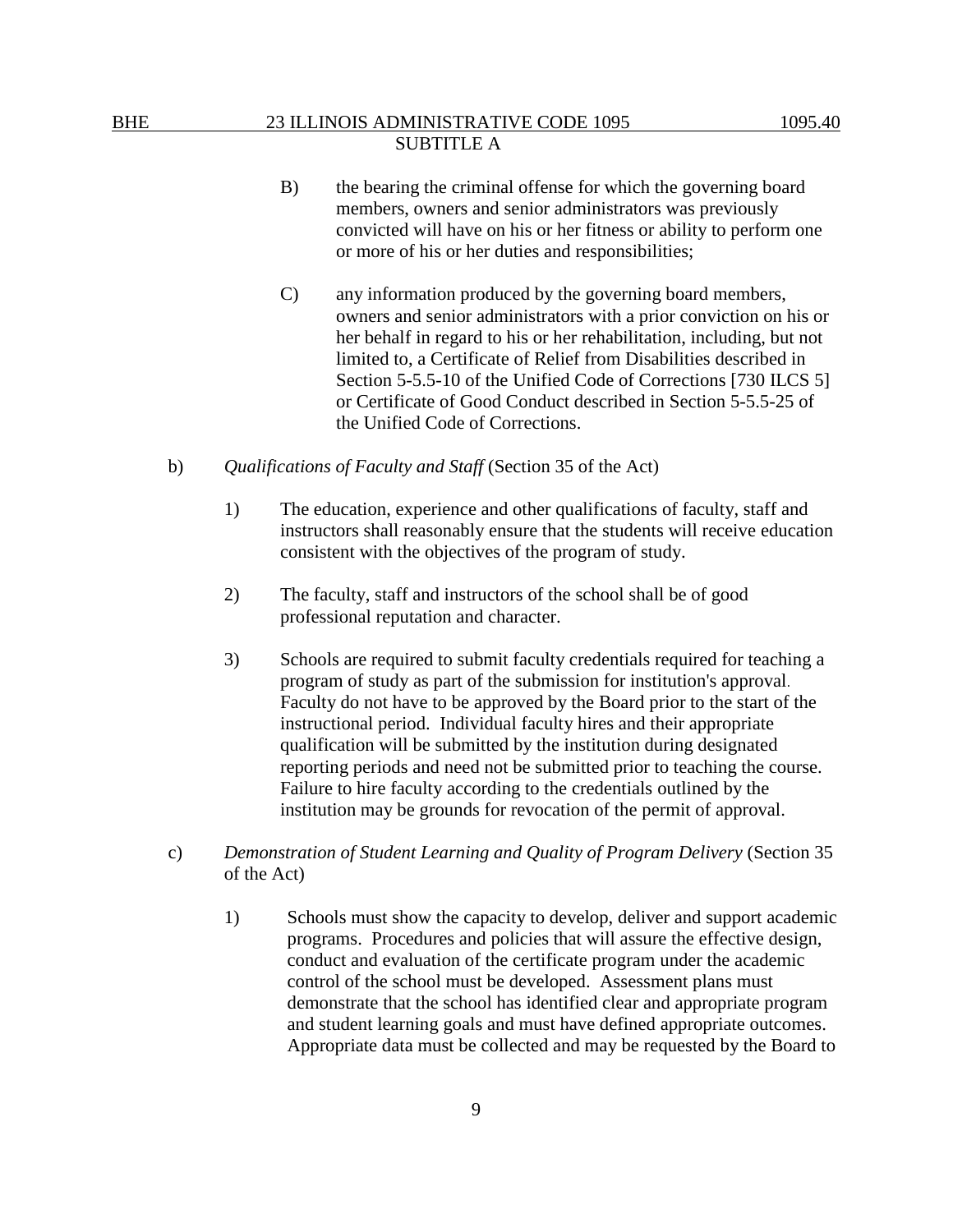B) the bearing the criminal offense for which the governing board members, owners and senior administrators was previously convicted will have on his or her fitness or ability to perform one or more of his or her duties and responsibilities;

C) any information produced by the governing board members, owners and senior administrators with a prior conviction on his or her behalf in regard to his or her rehabilitation, including, but not limited to, a Certificate of Relief from Disabilities described in Section 5-5.5-10 of the Unified Code of Corrections [730 ILCS 5] or Certificate of Good Conduct described in Section 5-5.5-25 of the Unified Code of Corrections.

b) *Qualifications of Faculty and Staff* (Section 35 of the Act)

1) The education, experience and other qualifications of faculty, staff and instructors shall reasonably ensure that the students will receive education consistent with the objectives of the program of study.

2) The faculty, staff and instructors of the school shall be of good professional reputation and character.

3) Schools are required to submit faculty credentials required for teaching a program of study as part of the submission for institution's approval. Faculty do not have to be approved by the Board prior to the start of the instructional period. Individual faculty hires and their appropriate qualification will be submitted by the institution during designated reporting periods and need not be submitted prior to teaching the course. Failure to hire faculty according to the credentials outlined by the institution may be grounds for revocation of the permit of approval.

c) *Demonstration of Student Learning and Quality of Program Delivery* (Section 35 of the Act)

1) Schools must show the capacity to develop, deliver and support academic programs. Procedures and policies that will assure the effective design, conduct and evaluation of the certificate program under the academic control of the school must be developed. Assessment plans must demonstrate that the school has identified clear and appropriate program and student learning goals and must have defined appropriate outcomes. Appropriate data must be collected and may be requested by the Board to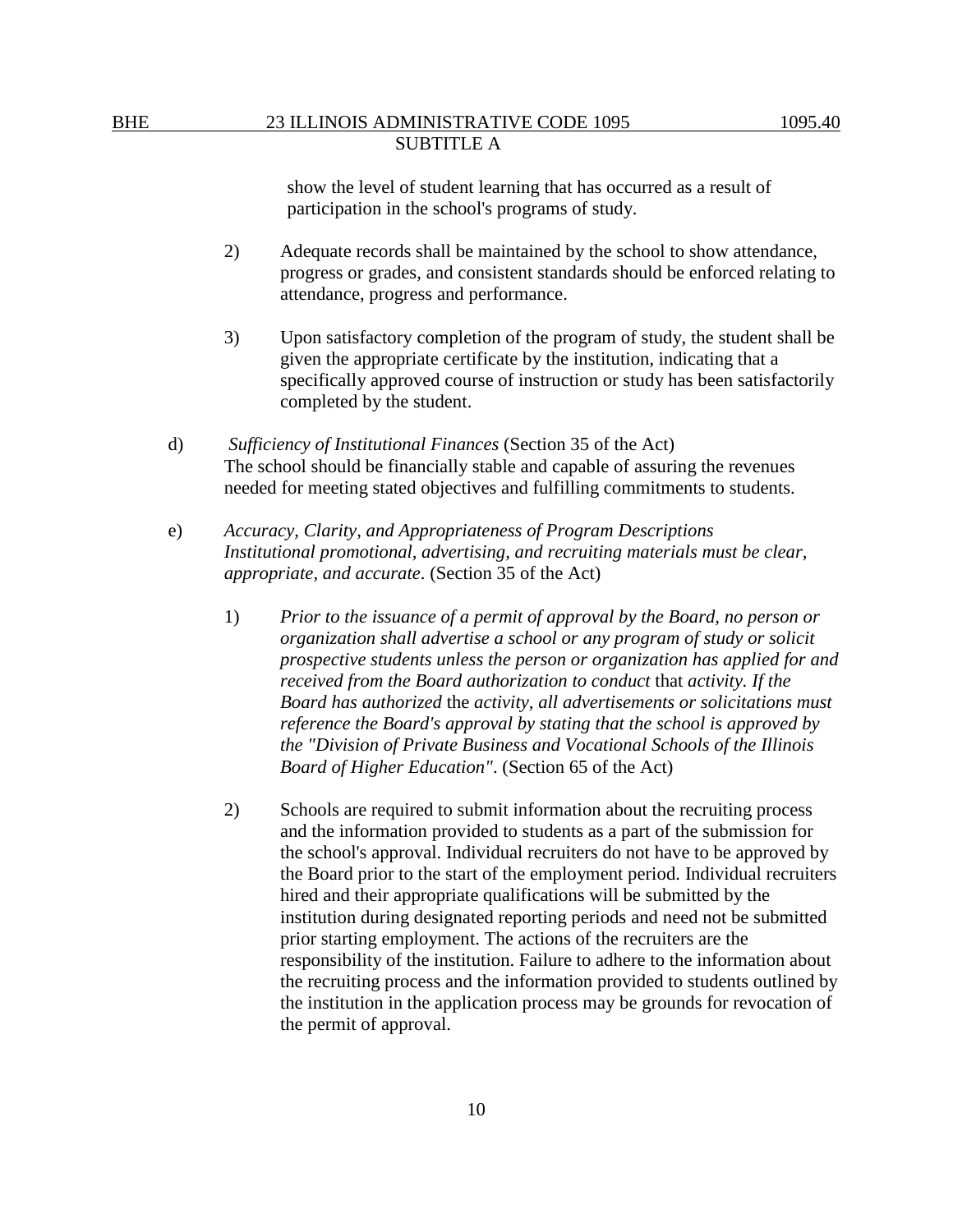show the level of student learning that has occurred as a result of participation in the school's programs of study.

2) Adequate records shall be maintained by the school to show attendance, progress or grades, and consistent standards should be enforced relating to attendance, progress and performance.

3) Upon satisfactory completion of the program of study, the student shall be given the appropriate certificate by the institution, indicating that a specifically approved course of instruction or study has been satisfactorily completed by the student.

d) *Sufficiency of Institutional Finances* (Section 35 of the Act)
The school should be financially stable and capable of assuring the revenues needed for meeting stated objectives and fulfilling commitments to students.

e) *Accuracy, Clarity, and Appropriateness of Program Descriptions*
*Institutional promotional, advertising, and recruiting materials must be clear, appropriate, and accurate*. (Section 35 of the Act)

1) *Prior to the issuance of a permit of approval by the Board, no person or organization shall advertise a school or any program of study or solicit prospective students unless the person or organization has applied for and received from the Board authorization to conduct* that *activity. If the Board has authorized* the *activity, all advertisements or solicitations must reference the Board's approval by stating that the school is approved by the "Division of Private Business and Vocational Schools of the Illinois Board of Higher Education"*. (Section 65 of the Act)

2) Schools are required to submit information about the recruiting process and the information provided to students as a part of the submission for the school's approval. Individual recruiters do not have to be approved by the Board prior to the start of the employment period. Individual recruiters hired and their appropriate qualifications will be submitted by the institution during designated reporting periods and need not be submitted prior starting employment. The actions of the recruiters are the responsibility of the institution. Failure to adhere to the information about the recruiting process and the information provided to students outlined by the institution in the application process may be grounds for revocation of the permit of approval.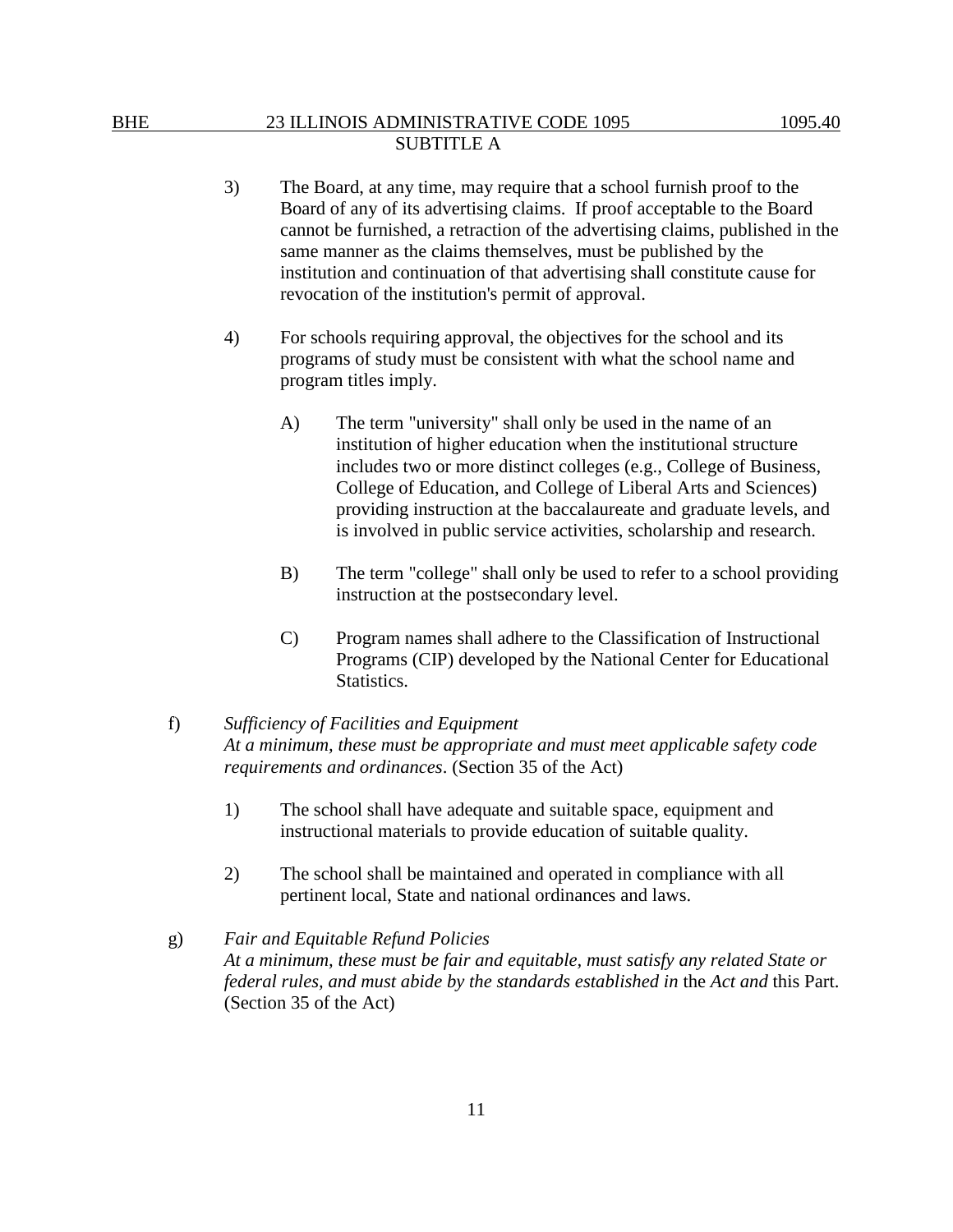3) The Board, at any time, may require that a school furnish proof to the Board of any of its advertising claims. If proof acceptable to the Board cannot be furnished, a retraction of the advertising claims, published in the same manner as the claims themselves, must be published by the institution and continuation of that advertising shall constitute cause for revocation of the institution's permit of approval.

4) For schools requiring approval, the objectives for the school and its programs of study must be consistent with what the school name and program titles imply.

   A) The term "university" shall only be used in the name of an institution of higher education when the institutional structure includes two or more distinct colleges (e.g., College of Business, College of Education, and College of Liberal Arts and Sciences) providing instruction at the baccalaureate and graduate levels, and is involved in public service activities, scholarship and research.

   B) The term "college" shall only be used to refer to a school providing instruction at the postsecondary level.

   C) Program names shall adhere to the Classification of Instructional Programs (CIP) developed by the National Center for Educational Statistics.

f) *Sufficiency of Facilities and Equipment*
*At a minimum, these must be appropriate and must meet applicable safety code requirements and ordinances*. (Section 35 of the Act)

1) The school shall have adequate and suitable space, equipment and instructional materials to provide education of suitable quality.

2) The school shall be maintained and operated in compliance with all pertinent local, State and national ordinances and laws.

g) *Fair and Equitable Refund Policies*
*At a minimum, these must be fair and equitable, must satisfy any related State or federal rules, and must abide by the standards established in* the *Act and* this Part. (Section 35 of the Act)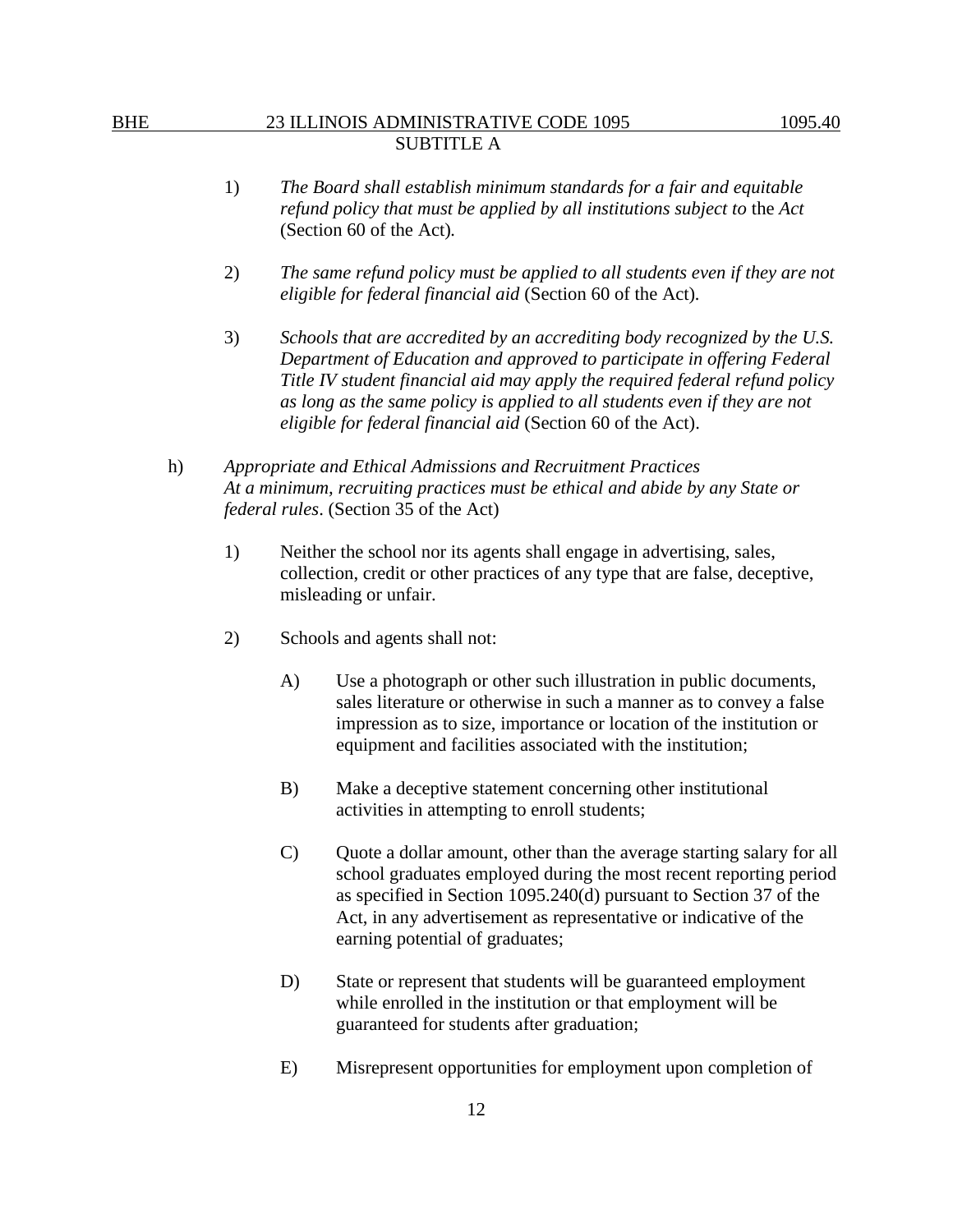1) *The Board shall establish minimum standards for a fair and equitable refund policy that must be applied by all institutions subject to* the *Act* (Section 60 of the Act)*.*

2) *The same refund policy must be applied to all students even if they are not eligible for federal financial aid* (Section 60 of the Act)*.*

3) *Schools that are accredited by an accrediting body recognized by the U.S. Department of Education and approved to participate in offering Federal Title IV student financial aid may apply the required federal refund policy as long as the same policy is applied to all students even if they are not eligible for federal financial aid* (Section 60 of the Act).

h) *Appropriate and Ethical Admissions and Recruitment Practices*
*At a minimum, recruiting practices must be ethical and abide by any State or federal rules*. (Section 35 of the Act)

1) Neither the school nor its agents shall engage in advertising, sales, collection, credit or other practices of any type that are false, deceptive, misleading or unfair.

2) Schools and agents shall not:

   A) Use a photograph or other such illustration in public documents, sales literature or otherwise in such a manner as to convey a false impression as to size, importance or location of the institution or equipment and facilities associated with the institution;

   B) Make a deceptive statement concerning other institutional activities in attempting to enroll students;

   C) Quote a dollar amount, other than the average starting salary for all school graduates employed during the most recent reporting period as specified in Section 1095.240(d) pursuant to Section 37 of the Act, in any advertisement as representative or indicative of the earning potential of graduates;

   D) State or represent that students will be guaranteed employment while enrolled in the institution or that employment will be guaranteed for students after graduation;

   E) Misrepresent opportunities for employment upon completion of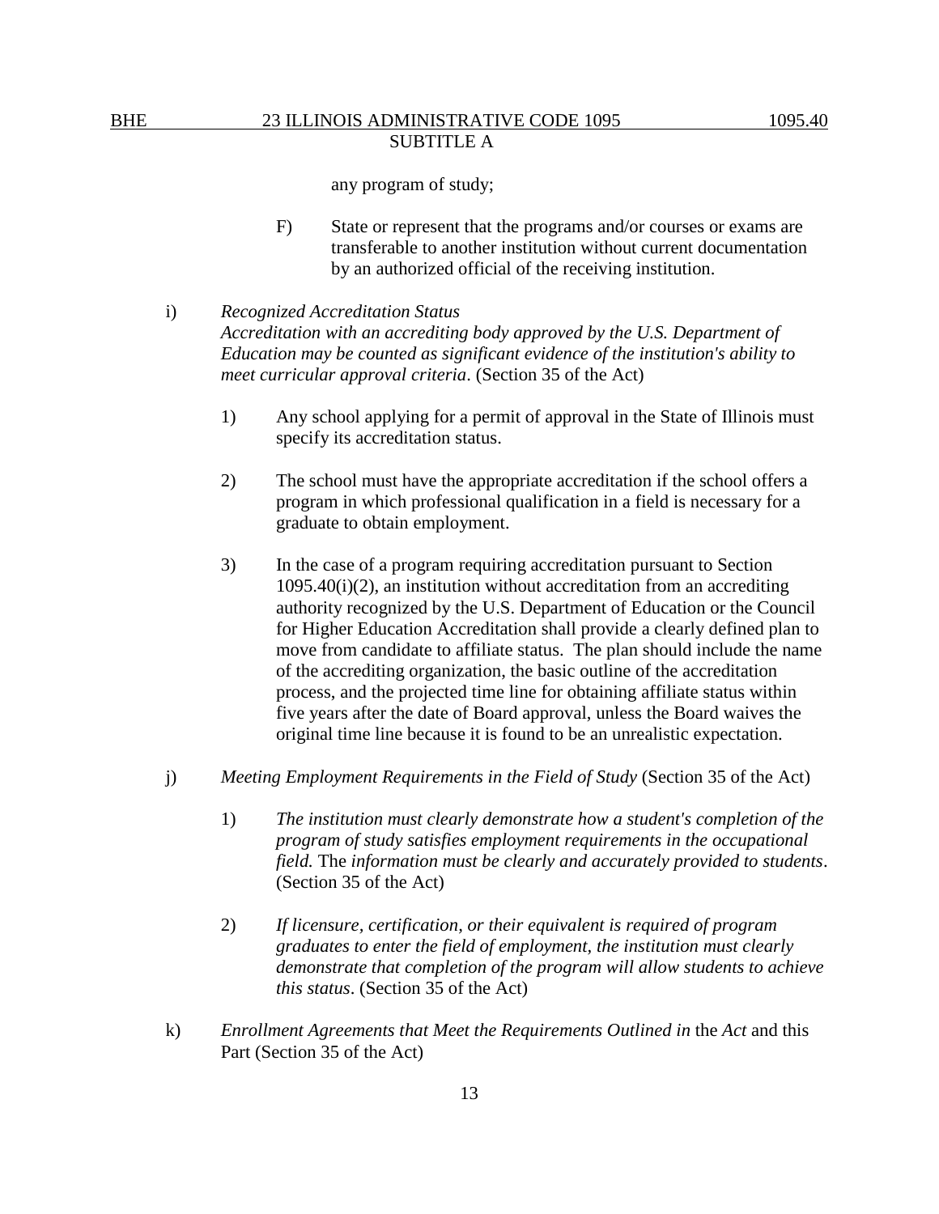any program of study;

F) State or represent that the programs and/or courses or exams are transferable to another institution without current documentation by an authorized official of the receiving institution.

i) *Recognized Accreditation Status*
*Accreditation with an accrediting body approved by the U.S. Department of Education may be counted as significant evidence of the institution's ability to meet curricular approval criteria*. (Section 35 of the Act)

1) Any school applying for a permit of approval in the State of Illinois must specify its accreditation status.

2) The school must have the appropriate accreditation if the school offers a program in which professional qualification in a field is necessary for a graduate to obtain employment.

3) In the case of a program requiring accreditation pursuant to Section 1095.40(i)(2), an institution without accreditation from an accrediting authority recognized by the U.S. Department of Education or the Council for Higher Education Accreditation shall provide a clearly defined plan to move from candidate to affiliate status. The plan should include the name of the accrediting organization, the basic outline of the accreditation process, and the projected time line for obtaining affiliate status within five years after the date of Board approval, unless the Board waives the original time line because it is found to be an unrealistic expectation.

j) *Meeting Employment Requirements in the Field of Study* (Section 35 of the Act)

1) *The institution must clearly demonstrate how a student's completion of the program of study satisfies employment requirements in the occupational field.* The *information must be clearly and accurately provided to students*. (Section 35 of the Act)

2) *If licensure, certification, or their equivalent is required of program graduates to enter the field of employment, the institution must clearly demonstrate that completion of the program will allow students to achieve this status*. (Section 35 of the Act)

k) *Enrollment Agreements that Meet the Requirements Outlined in* the *Act* and this Part (Section 35 of the Act)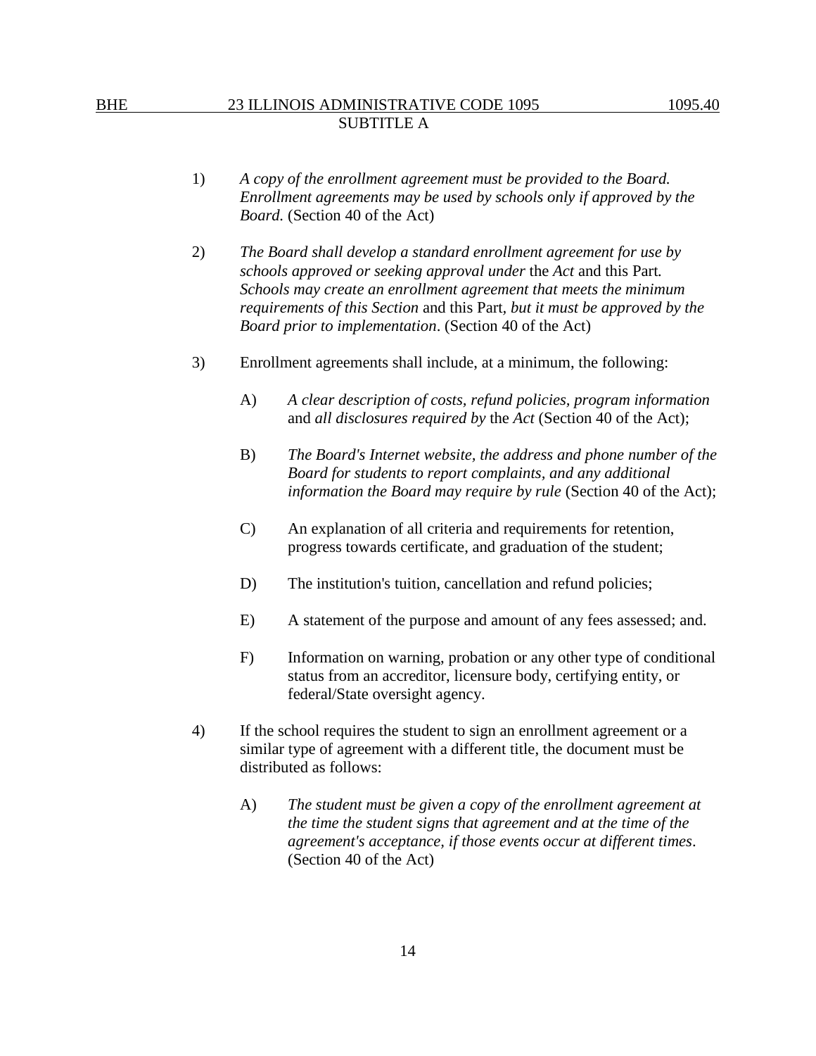1) *A copy of the enrollment agreement must be provided to the Board. Enrollment agreements may be used by schools only if approved by the Board.* (Section 40 of the Act)

2) *The Board shall develop a standard enrollment agreement for use by schools approved or seeking approval under* the *Act* and this Part*. Schools may create an enrollment agreement that meets the minimum requirements of this Section* and this Part*, but it must be approved by the Board prior to implementation*. (Section 40 of the Act)

3) Enrollment agreements shall include, at a minimum, the following:

   A) *A clear description of costs, refund policies, program information* and *all disclosures required by* the *Act* (Section 40 of the Act);

   B) *The Board's Internet website, the address and phone number of the Board for students to report complaints, and any additional information the Board may require by rule* (Section 40 of the Act);

   C) An explanation of all criteria and requirements for retention, progress towards certificate, and graduation of the student;

   D) The institution's tuition, cancellation and refund policies;

   E) A statement of the purpose and amount of any fees assessed; and.

   F) Information on warning, probation or any other type of conditional status from an accreditor, licensure body, certifying entity, or federal/State oversight agency.

4) If the school requires the student to sign an enrollment agreement or a similar type of agreement with a different title, the document must be distributed as follows:

   A) *The student must be given a copy of the enrollment agreement at the time the student signs that agreement and at the time of the agreement's acceptance, if those events occur at different times*. (Section 40 of the Act)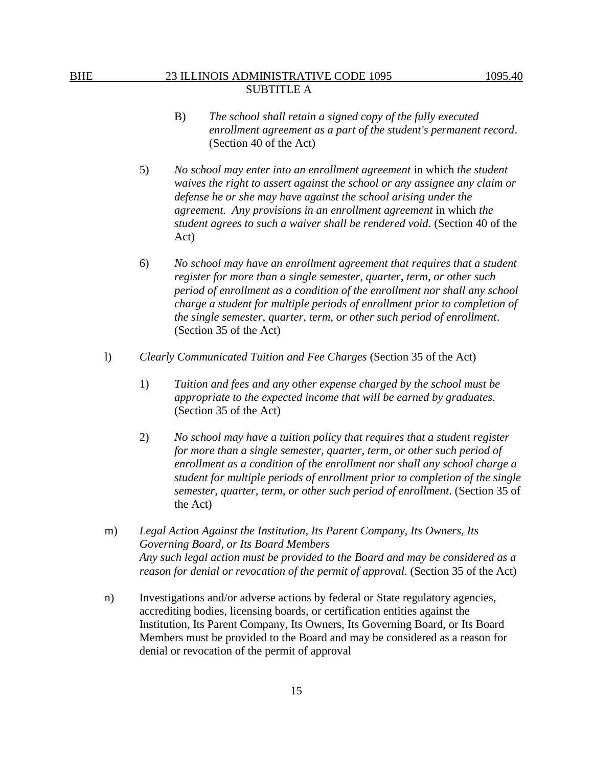B) *The school shall retain a signed copy of the fully executed enrollment agreement as a part of the student's permanent record*. (Section 40 of the Act)

5) *No school may enter into an enrollment agreement* in which *the student waives the right to assert against the school or any assignee any claim or defense he or she may have against the school arising under the agreement. Any provisions in an enrollment agreement* in which *the student agrees to such a waiver shall be rendered void*. (Section 40 of the Act)

6) *No school may have an enrollment agreement that requires that a student register for more than a single semester, quarter, term, or other such period of enrollment as a condition of the enrollment nor shall any school charge a student for multiple periods of enrollment prior to completion of the single semester, quarter, term, or other such period of enrollment*. (Section 35 of the Act)

l) *Clearly Communicated Tuition and Fee Charges* (Section 35 of the Act)

1) *Tuition and fees and any other expense charged by the school must be appropriate to the expected income that will be earned by graduates*. (Section 35 of the Act)

2) *No school may have a tuition policy that requires that a student register for more than a single semester, quarter, term, or other such period of enrollment as a condition of the enrollment nor shall any school charge a student for multiple periods of enrollment prior to completion of the single semester, quarter, term, or other such period of enrollment*. (Section 35 of the Act)

m) *Legal Action Against the Institution, Its Parent Company, Its Owners, Its Governing Board, or Its Board Members*
*Any such legal action must be provided to the Board and may be considered as a reason for denial or revocation of the permit of approval*. (Section 35 of the Act)

n) Investigations and/or adverse actions by federal or State regulatory agencies, accrediting bodies, licensing boards, or certification entities against the Institution, Its Parent Company, Its Owners, Its Governing Board, or Its Board Members must be provided to the Board and may be considered as a reason for denial or revocation of the permit of approval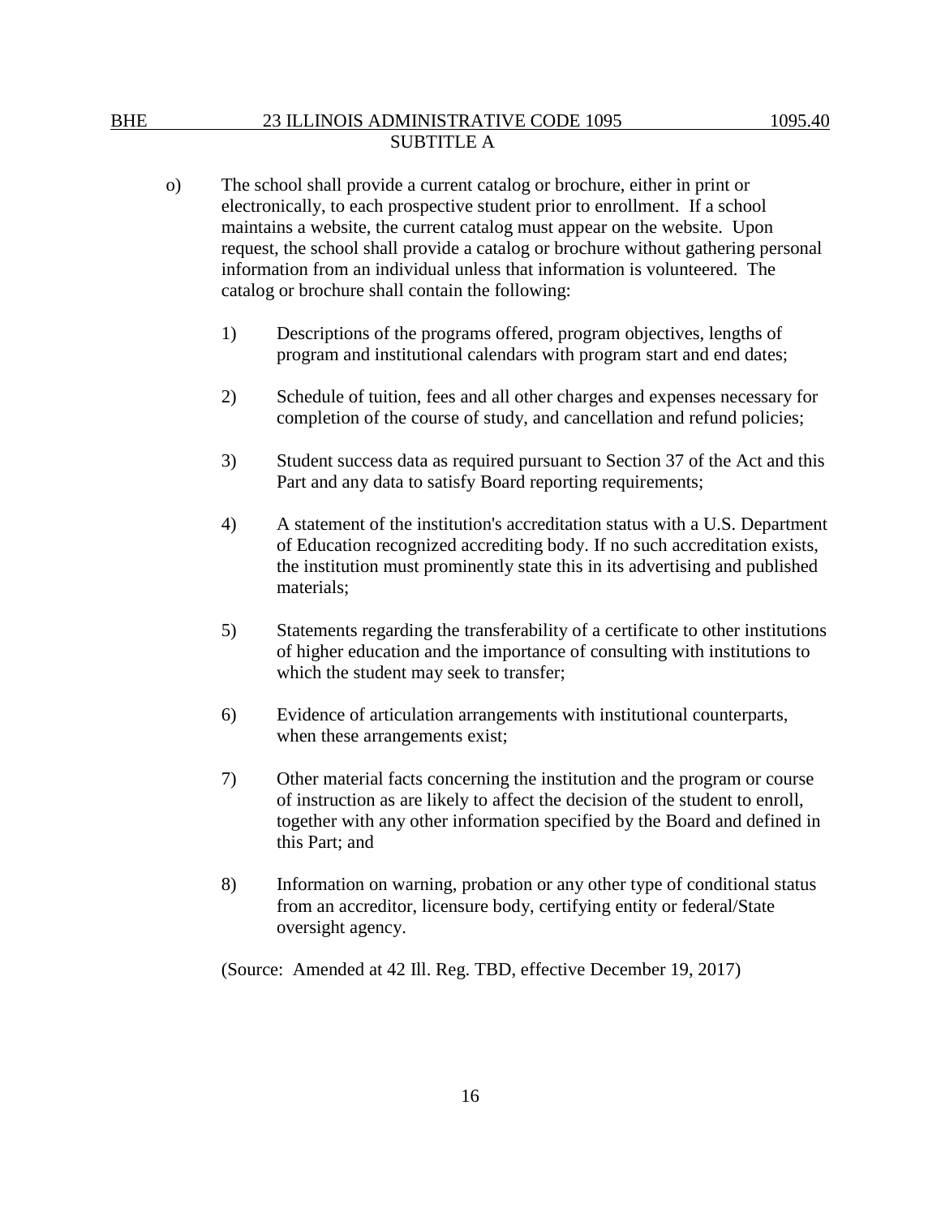o) The school shall provide a current catalog or brochure, either in print or electronically, to each prospective student prior to enrollment. If a school maintains a website, the current catalog must appear on the website. Upon request, the school shall provide a catalog or brochure without gathering personal information from an individual unless that information is volunteered. The catalog or brochure shall contain the following:

1) Descriptions of the programs offered, program objectives, lengths of program and institutional calendars with program start and end dates;

2) Schedule of tuition, fees and all other charges and expenses necessary for completion of the course of study, and cancellation and refund policies;

3) Student success data as required pursuant to Section 37 of the Act and this Part and any data to satisfy Board reporting requirements;

4) A statement of the institution's accreditation status with a U.S. Department of Education recognized accrediting body. If no such accreditation exists, the institution must prominently state this in its advertising and published materials;

5) Statements regarding the transferability of a certificate to other institutions of higher education and the importance of consulting with institutions to which the student may seek to transfer;

6) Evidence of articulation arrangements with institutional counterparts, when these arrangements exist;

7) Other material facts concerning the institution and the program or course of instruction as are likely to affect the decision of the student to enroll, together with any other information specified by the Board and defined in this Part; and

8) Information on warning, probation or any other type of conditional status from an accreditor, licensure body, certifying entity or federal/State oversight agency.

(Source: Amended at 42 Ill. Reg. TBD, effective December 19, 2017)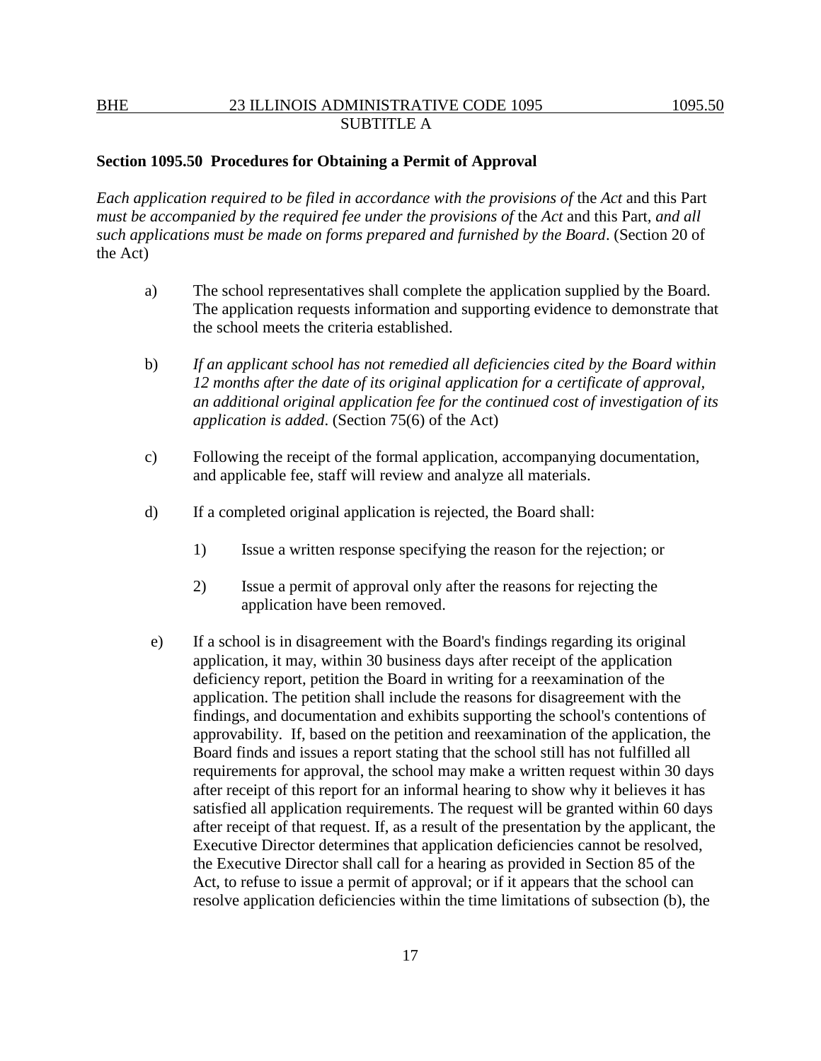**Section 1095.50 Procedures for Obtaining a Permit of Approval**

*Each application required to be filed in accordance with the provisions of* the *Act* and this Part *must be accompanied by the required fee under the provisions of* the *Act* and this Part, *and all such applications must be made on forms prepared and furnished by the Board*. (Section 20 of the Act)

a) The school representatives shall complete the application supplied by the Board. The application requests information and supporting evidence to demonstrate that the school meets the criteria established.

b) *If an applicant school has not remedied all deficiencies cited by the Board within 12 months after the date of its original application for a certificate of approval, an additional original application fee for the continued cost of investigation of its application is added*. (Section 75(6) of the Act)

c) Following the receipt of the formal application, accompanying documentation, and applicable fee, staff will review and analyze all materials.

d) If a completed original application is rejected, the Board shall:

   1) Issue a written response specifying the reason for the rejection; or

   2) Issue a permit of approval only after the reasons for rejecting the application have been removed.

e) If a school is in disagreement with the Board's findings regarding its original application, it may, within 30 business days after receipt of the application deficiency report, petition the Board in writing for a reexamination of the application. The petition shall include the reasons for disagreement with the findings, and documentation and exhibits supporting the school's contentions of approvability. If, based on the petition and reexamination of the application, the Board finds and issues a report stating that the school still has not fulfilled all requirements for approval, the school may make a written request within 30 days after receipt of this report for an informal hearing to show why it believes it has satisfied all application requirements. The request will be granted within 60 days after receipt of that request. If, as a result of the presentation by the applicant, the Executive Director determines that application deficiencies cannot be resolved, the Executive Director shall call for a hearing as provided in Section 85 of the Act, to refuse to issue a permit of approval; or if it appears that the school can resolve application deficiencies within the time limitations of subsection (b), the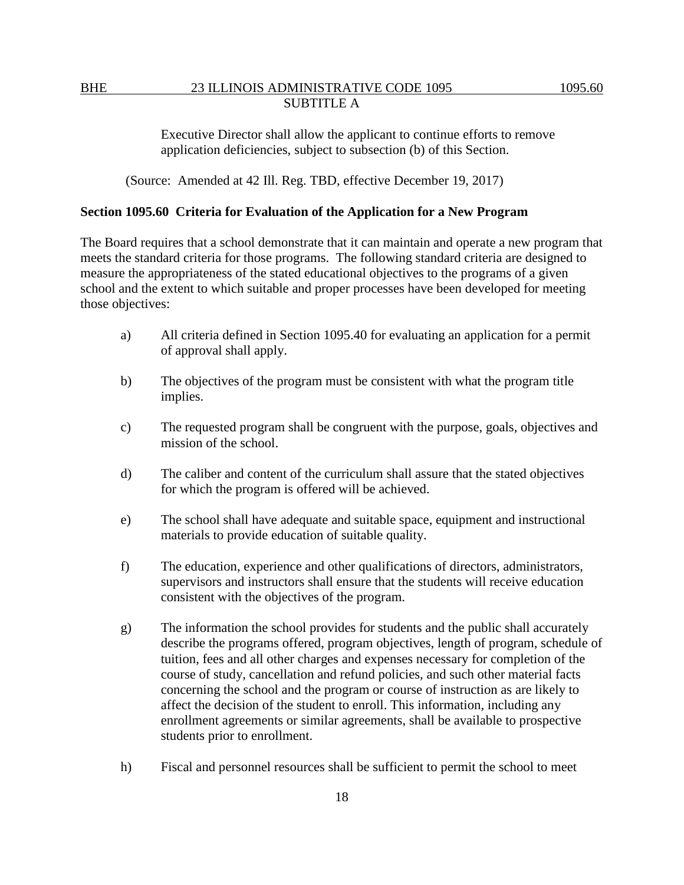Executive Director shall allow the applicant to continue efforts to remove application deficiencies, subject to subsection (b) of this Section.

(Source: Amended at 42 Ill. Reg. TBD, effective December 19, 2017)

**Section 1095.60 Criteria for Evaluation of the Application for a New Program**

The Board requires that a school demonstrate that it can maintain and operate a new program that meets the standard criteria for those programs. The following standard criteria are designed to measure the appropriateness of the stated educational objectives to the programs of a given school and the extent to which suitable and proper processes have been developed for meeting those objectives:

a) All criteria defined in Section 1095.40 for evaluating an application for a permit of approval shall apply.

b) The objectives of the program must be consistent with what the program title implies.

c) The requested program shall be congruent with the purpose, goals, objectives and mission of the school.

d) The caliber and content of the curriculum shall assure that the stated objectives for which the program is offered will be achieved.

e) The school shall have adequate and suitable space, equipment and instructional materials to provide education of suitable quality.

f) The education, experience and other qualifications of directors, administrators, supervisors and instructors shall ensure that the students will receive education consistent with the objectives of the program.

g) The information the school provides for students and the public shall accurately describe the programs offered, program objectives, length of program, schedule of tuition, fees and all other charges and expenses necessary for completion of the course of study, cancellation and refund policies, and such other material facts concerning the school and the program or course of instruction as are likely to affect the decision of the student to enroll. This information, including any enrollment agreements or similar agreements, shall be available to prospective students prior to enrollment.

h) Fiscal and personnel resources shall be sufficient to permit the school to meet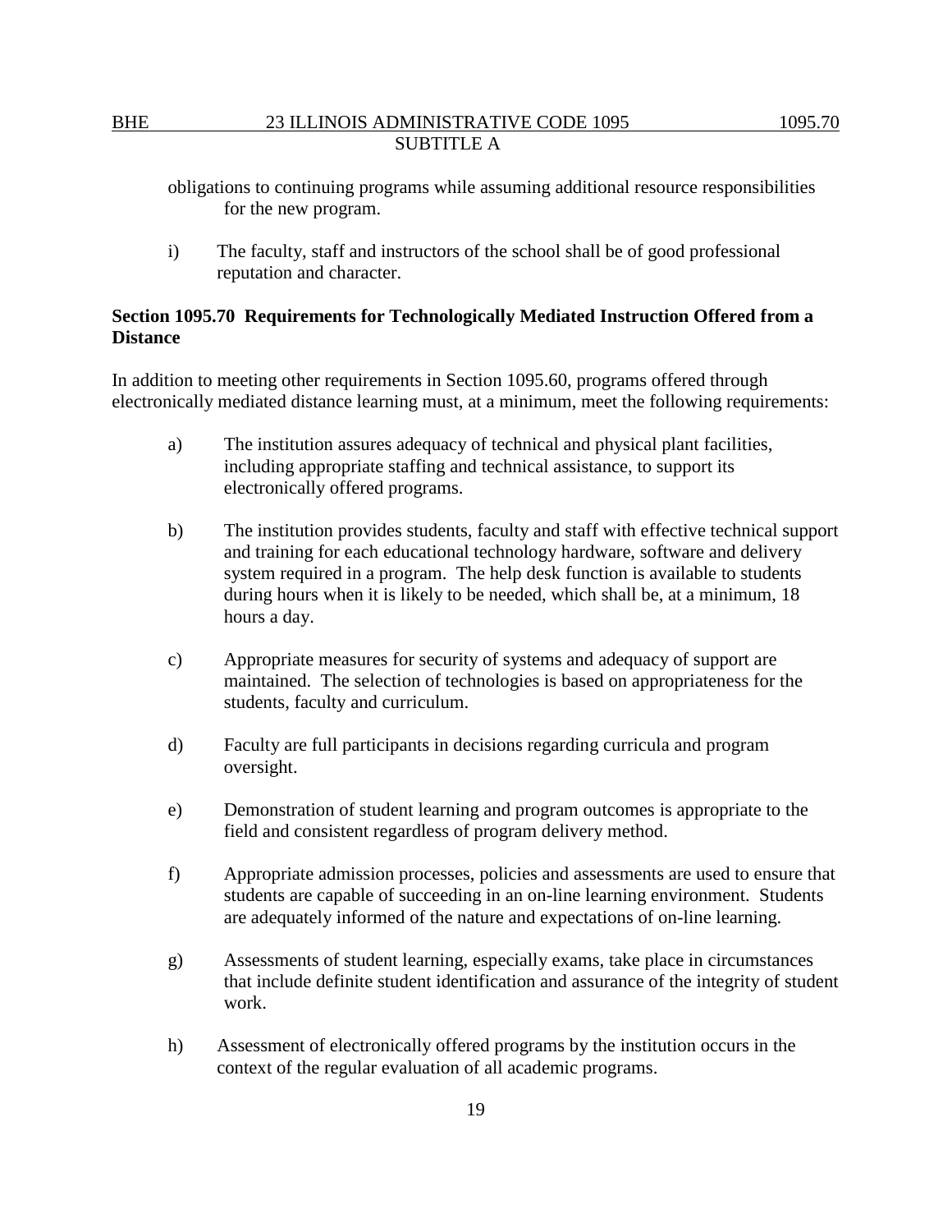obligations to continuing programs while assuming additional resource responsibilities for the new program.

i) The faculty, staff and instructors of the school shall be of good professional reputation and character.

**Section 1095.70 Requirements for Technologically Mediated Instruction Offered from a Distance**

In addition to meeting other requirements in Section 1095.60, programs offered through electronically mediated distance learning must, at a minimum, meet the following requirements:

a) The institution assures adequacy of technical and physical plant facilities, including appropriate staffing and technical assistance, to support its electronically offered programs.

b) The institution provides students, faculty and staff with effective technical support and training for each educational technology hardware, software and delivery system required in a program. The help desk function is available to students during hours when it is likely to be needed, which shall be, at a minimum, 18 hours a day.

c) Appropriate measures for security of systems and adequacy of support are maintained. The selection of technologies is based on appropriateness for the students, faculty and curriculum.

d) Faculty are full participants in decisions regarding curricula and program oversight.

e) Demonstration of student learning and program outcomes is appropriate to the field and consistent regardless of program delivery method.

f) Appropriate admission processes, policies and assessments are used to ensure that students are capable of succeeding in an on-line learning environment. Students are adequately informed of the nature and expectations of on-line learning.

g) Assessments of student learning, especially exams, take place in circumstances that include definite student identification and assurance of the integrity of student work.

h) Assessment of electronically offered programs by the institution occurs in the context of the regular evaluation of all academic programs.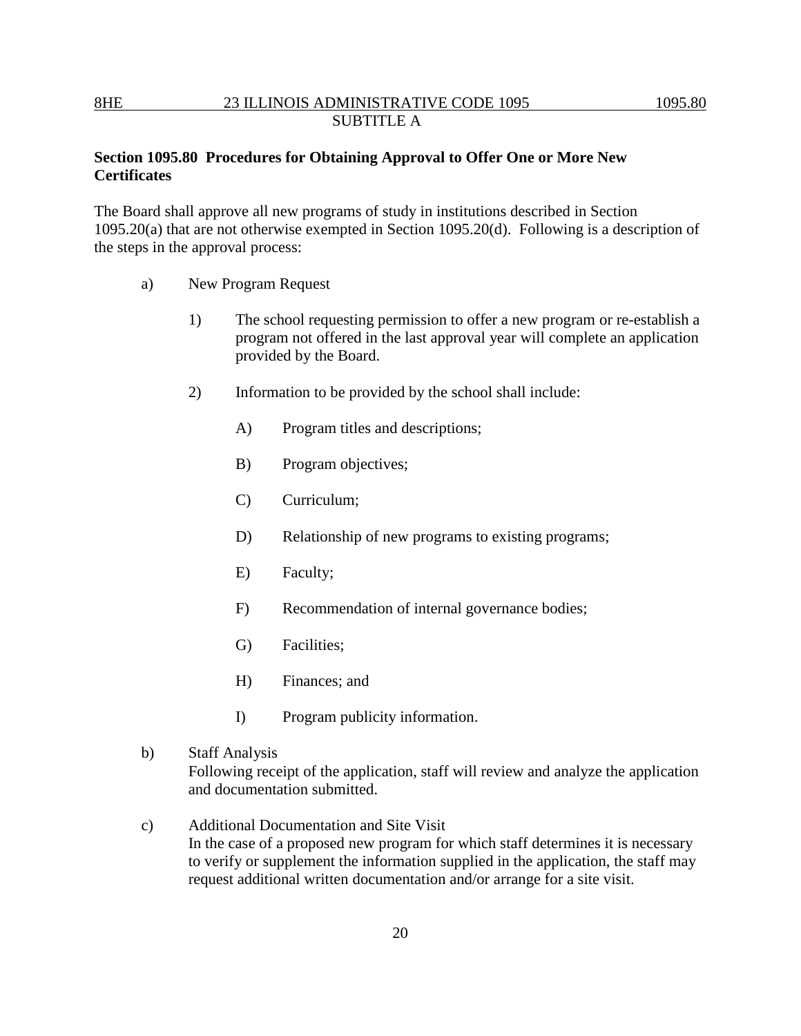**Section 1095.80 Procedures for Obtaining Approval to Offer One or More New Certificates**

The Board shall approve all new programs of study in institutions described in Section 1095.20(a) that are not otherwise exempted in Section 1095.20(d). Following is a description of the steps in the approval process:

a) New Program Request

1) The school requesting permission to offer a new program or re-establish a program not offered in the last approval year will complete an application provided by the Board.

2) Information to be provided by the school shall include:

A) Program titles and descriptions;

B) Program objectives;

C) Curriculum;

D) Relationship of new programs to existing programs;

E) Faculty;

F) Recommendation of internal governance bodies;

G) Facilities;

H) Finances; and

I) Program publicity information.

b) Staff Analysis
Following receipt of the application, staff will review and analyze the application and documentation submitted.

c) Additional Documentation and Site Visit
In the case of a proposed new program for which staff determines it is necessary to verify or supplement the information supplied in the application, the staff may request additional written documentation and/or arrange for a site visit.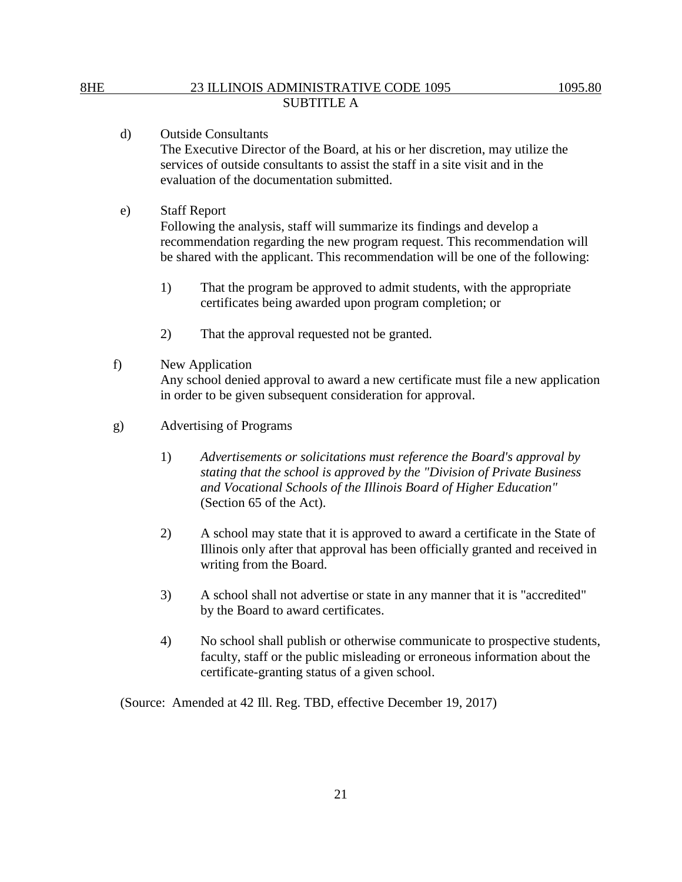d) Outside Consultants
The Executive Director of the Board, at his or her discretion, may utilize the services of outside consultants to assist the staff in a site visit and in the evaluation of the documentation submitted.

e) Staff Report
Following the analysis, staff will summarize its findings and develop a recommendation regarding the new program request. This recommendation will be shared with the applicant. This recommendation will be one of the following:

1) That the program be approved to admit students, with the appropriate certificates being awarded upon program completion; or

2) That the approval requested not be granted.

f) New Application
Any school denied approval to award a new certificate must file a new application in order to be given subsequent consideration for approval.

g) Advertising of Programs

1) *Advertisements or solicitations must reference the Board's approval by stating that the school is approved by the "Division of Private Business and Vocational Schools of the Illinois Board of Higher Education"* (Section 65 of the Act).

2) A school may state that it is approved to award a certificate in the State of Illinois only after that approval has been officially granted and received in writing from the Board.

3) A school shall not advertise or state in any manner that it is "accredited" by the Board to award certificates.

4) No school shall publish or otherwise communicate to prospective students, faculty, staff or the public misleading or erroneous information about the certificate-granting status of a given school.

(Source: Amended at 42 Ill. Reg. TBD, effective December 19, 2017)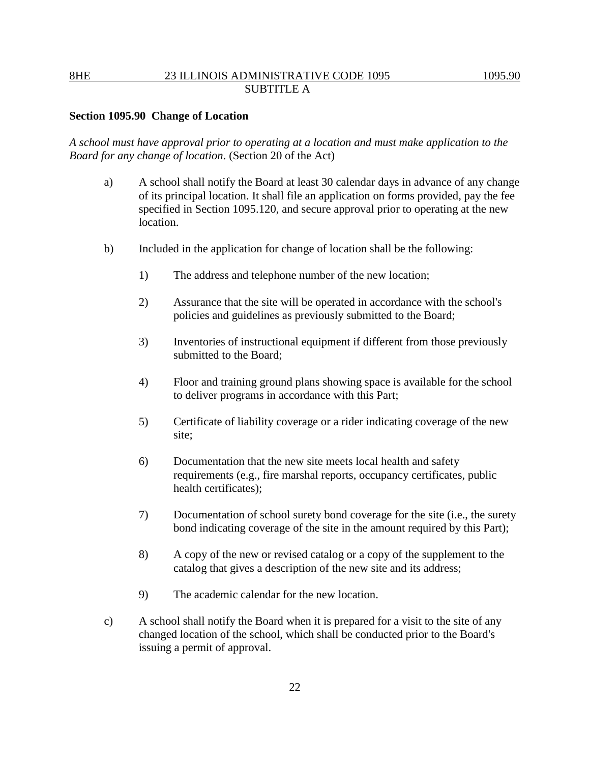**Section 1095.90 Change of Location**

*A school must have approval prior to operating at a location and must make application to the Board for any change of location*. (Section 20 of the Act)

a) A school shall notify the Board at least 30 calendar days in advance of any change of its principal location. It shall file an application on forms provided, pay the fee specified in Section 1095.120, and secure approval prior to operating at the new location.

b) Included in the application for change of location shall be the following:

   1) The address and telephone number of the new location;

   2) Assurance that the site will be operated in accordance with the school's policies and guidelines as previously submitted to the Board;

   3) Inventories of instructional equipment if different from those previously submitted to the Board;

   4) Floor and training ground plans showing space is available for the school to deliver programs in accordance with this Part;

   5) Certificate of liability coverage or a rider indicating coverage of the new site;

   6) Documentation that the new site meets local health and safety requirements (e.g., fire marshal reports, occupancy certificates, public health certificates);

   7) Documentation of school surety bond coverage for the site (i.e., the surety bond indicating coverage of the site in the amount required by this Part);

   8) A copy of the new or revised catalog or a copy of the supplement to the catalog that gives a description of the new site and its address;

   9) The academic calendar for the new location.

c) A school shall notify the Board when it is prepared for a visit to the site of any changed location of the school, which shall be conducted prior to the Board's issuing a permit of approval.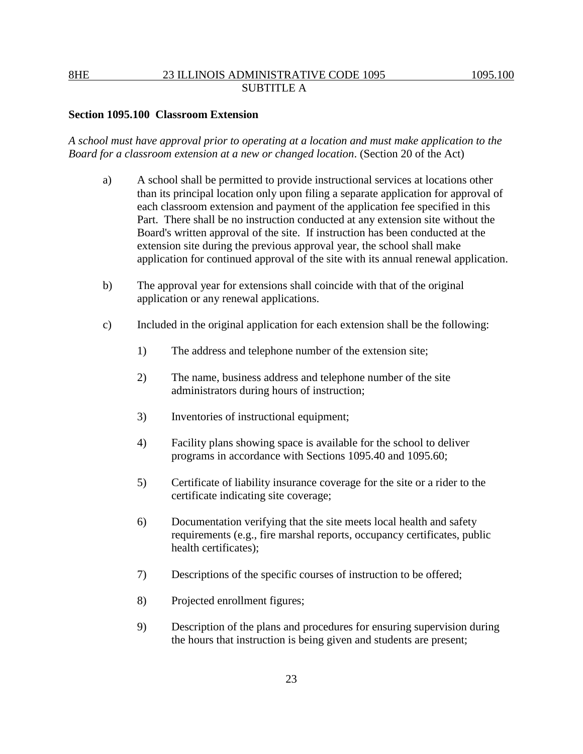**Section 1095.100 Classroom Extension**

*A school must have approval prior to operating at a location and must make application to the Board for a classroom extension at a new or changed location*. (Section 20 of the Act)

a) A school shall be permitted to provide instructional services at locations other than its principal location only upon filing a separate application for approval of each classroom extension and payment of the application fee specified in this Part. There shall be no instruction conducted at any extension site without the Board's written approval of the site. If instruction has been conducted at the extension site during the previous approval year, the school shall make application for continued approval of the site with its annual renewal application.

b) The approval year for extensions shall coincide with that of the original application or any renewal applications.

c) Included in the original application for each extension shall be the following:

1) The address and telephone number of the extension site;

2) The name, business address and telephone number of the site administrators during hours of instruction;

3) Inventories of instructional equipment;

4) Facility plans showing space is available for the school to deliver programs in accordance with Sections 1095.40 and 1095.60;

5) Certificate of liability insurance coverage for the site or a rider to the certificate indicating site coverage;

6) Documentation verifying that the site meets local health and safety requirements (e.g., fire marshal reports, occupancy certificates, public health certificates);

7) Descriptions of the specific courses of instruction to be offered;

8) Projected enrollment figures;

9) Description of the plans and procedures for ensuring supervision during the hours that instruction is being given and students are present;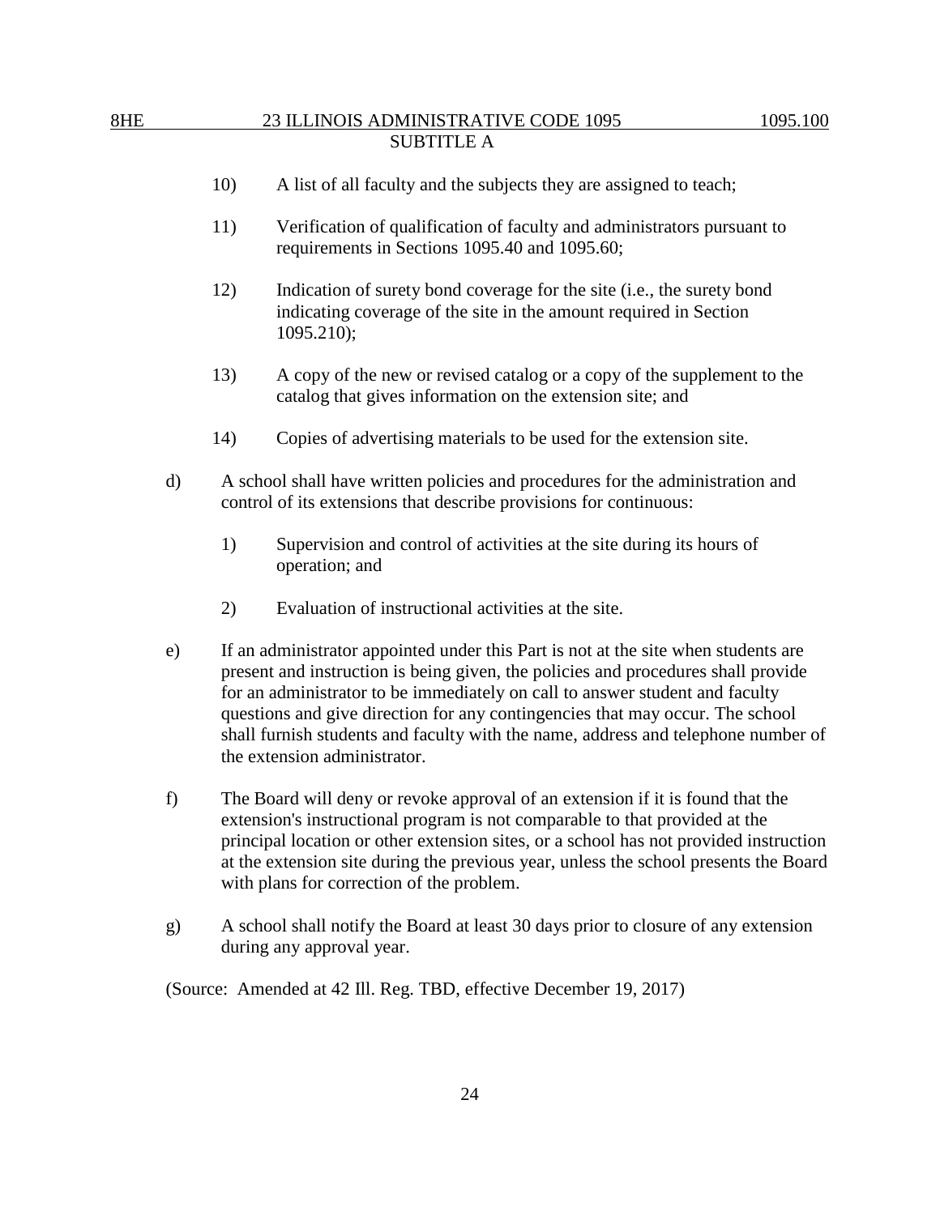10) A list of all faculty and the subjects they are assigned to teach;

11) Verification of qualification of faculty and administrators pursuant to requirements in Sections 1095.40 and 1095.60;

12) Indication of surety bond coverage for the site (i.e., the surety bond indicating coverage of the site in the amount required in Section 1095.210);

13) A copy of the new or revised catalog or a copy of the supplement to the catalog that gives information on the extension site; and

14) Copies of advertising materials to be used for the extension site.

d) A school shall have written policies and procedures for the administration and control of its extensions that describe provisions for continuous:

1) Supervision and control of activities at the site during its hours of operation; and

2) Evaluation of instructional activities at the site.

e) If an administrator appointed under this Part is not at the site when students are present and instruction is being given, the policies and procedures shall provide for an administrator to be immediately on call to answer student and faculty questions and give direction for any contingencies that may occur. The school shall furnish students and faculty with the name, address and telephone number of the extension administrator.

f) The Board will deny or revoke approval of an extension if it is found that the extension's instructional program is not comparable to that provided at the principal location or other extension sites, or a school has not provided instruction at the extension site during the previous year, unless the school presents the Board with plans for correction of the problem.

g) A school shall notify the Board at least 30 days prior to closure of any extension during any approval year.

(Source: Amended at 42 Ill. Reg. TBD, effective December 19, 2017)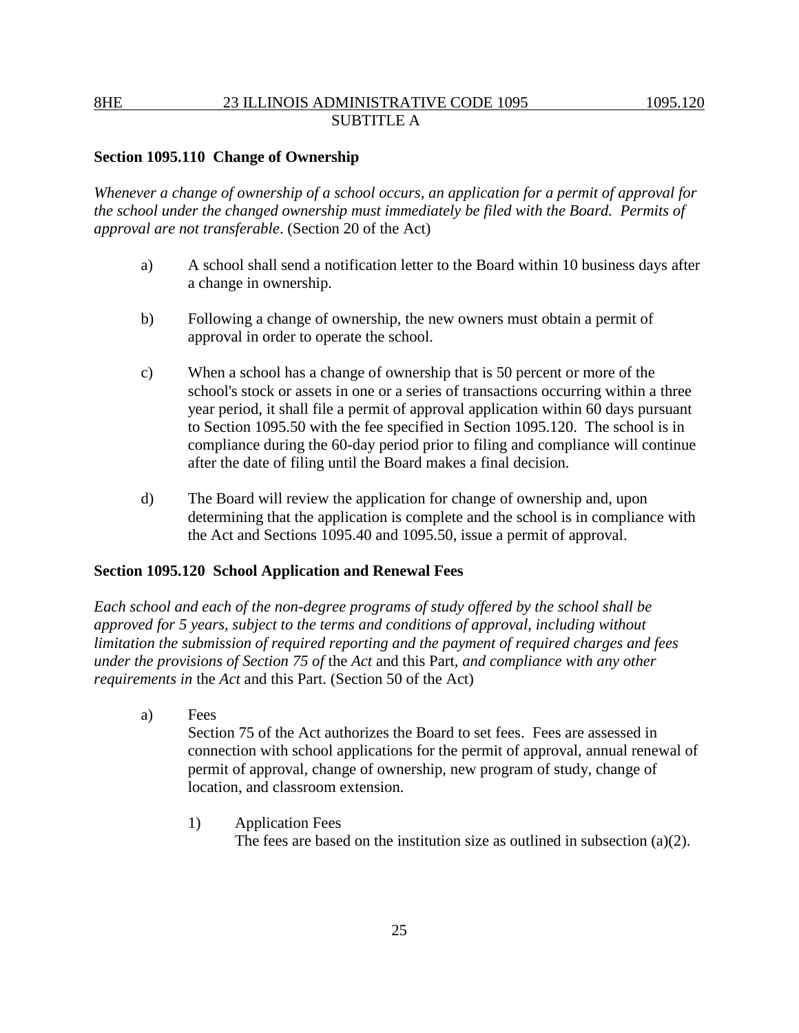**Section 1095.110 Change of Ownership**

*Whenever a change of ownership of a school occurs, an application for a permit of approval for the school under the changed ownership must immediately be filed with the Board. Permits of approval are not transferable*. (Section 20 of the Act)

a) A school shall send a notification letter to the Board within 10 business days after a change in ownership.

b) Following a change of ownership, the new owners must obtain a permit of approval in order to operate the school.

c) When a school has a change of ownership that is 50 percent or more of the school's stock or assets in one or a series of transactions occurring within a three year period, it shall file a permit of approval application within 60 days pursuant to Section 1095.50 with the fee specified in Section 1095.120. The school is in compliance during the 60-day period prior to filing and compliance will continue after the date of filing until the Board makes a final decision.

d) The Board will review the application for change of ownership and, upon determining that the application is complete and the school is in compliance with the Act and Sections 1095.40 and 1095.50, issue a permit of approval.

**Section 1095.120 School Application and Renewal Fees**

*Each school and each of the non-degree programs of study offered by the school shall be approved for 5 years, subject to the terms and conditions of approval, including without limitation the submission of required reporting and the payment of required charges and fees under the provisions of Section 75 of* the *Act* and this Part*, and compliance with any other requirements in* the *Act* and this Part. (Section 50 of the Act)

a) Fees

Section 75 of the Act authorizes the Board to set fees. Fees are assessed in connection with school applications for the permit of approval, annual renewal of permit of approval, change of ownership, new program of study, change of location, and classroom extension.

1) Application Fees

The fees are based on the institution size as outlined in subsection (a)(2).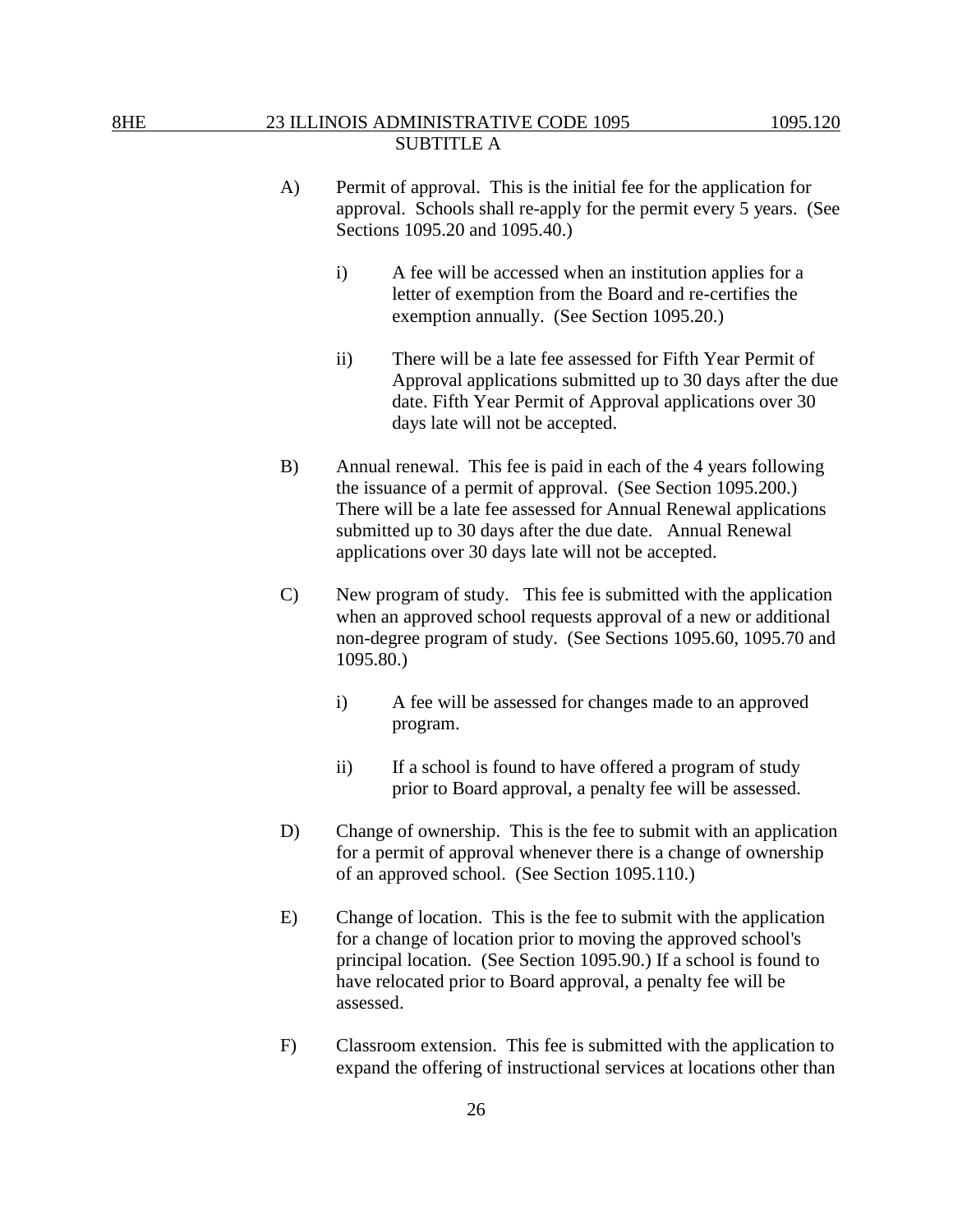A) Permit of approval. This is the initial fee for the application for approval. Schools shall re-apply for the permit every 5 years. (See Sections 1095.20 and 1095.40.)

   i) A fee will be accessed when an institution applies for a letter of exemption from the Board and re-certifies the exemption annually. (See Section 1095.20.)

   ii) There will be a late fee assessed for Fifth Year Permit of Approval applications submitted up to 30 days after the due date. Fifth Year Permit of Approval applications over 30 days late will not be accepted.

B) Annual renewal. This fee is paid in each of the 4 years following the issuance of a permit of approval. (See Section 1095.200.) There will be a late fee assessed for Annual Renewal applications submitted up to 30 days after the due date. Annual Renewal applications over 30 days late will not be accepted.

C) New program of study. This fee is submitted with the application when an approved school requests approval of a new or additional non-degree program of study. (See Sections 1095.60, 1095.70 and 1095.80.)

   i) A fee will be assessed for changes made to an approved program.

   ii) If a school is found to have offered a program of study prior to Board approval, a penalty fee will be assessed.

D) Change of ownership. This is the fee to submit with an application for a permit of approval whenever there is a change of ownership of an approved school. (See Section 1095.110.)

E) Change of location. This is the fee to submit with the application for a change of location prior to moving the approved school's principal location. (See Section 1095.90.) If a school is found to have relocated prior to Board approval, a penalty fee will be assessed.

F) Classroom extension. This fee is submitted with the application to expand the offering of instructional services at locations other than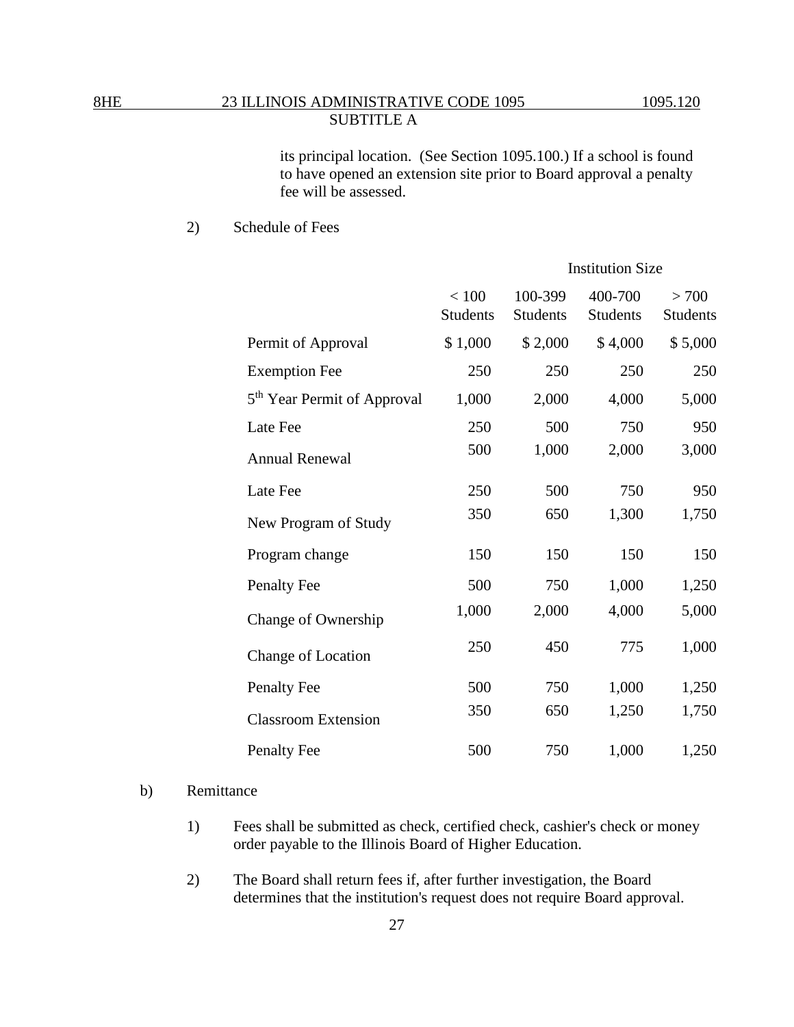its principal location. (See Section 1095.100.) If a school is found to have opened an extension site prior to Board approval a penalty fee will be assessed.

2) Schedule of Fees

| | Institution Size | | | |
|---|---|---|---|---|
| | < 100 Students | 100-399 Students | 400-700 Students | > 700 Students |
| Permit of Approval | $ 1,000 | $ 2,000 | $ 4,000 | $ 5,000 |
| Exemption Fee | 250 | 250 | 250 | 250 |
| 5th Year Permit of Approval | 1,000 | 2,000 | 4,000 | 5,000 |
| Late Fee | 250 | 500 | 750 | 950 |
| Annual Renewal | 500 | 1,000 | 2,000 | 3,000 |
| Late Fee | 250 | 500 | 750 | 950 |
| New Program of Study | 350 | 650 | 1,300 | 1,750 |
| Program change | 150 | 150 | 150 | 150 |
| Penalty Fee | 500 | 750 | 1,000 | 1,250 |
| Change of Ownership | 1,000 | 2,000 | 4,000 | 5,000 |
| Change of Location | 250 | 450 | 775 | 1,000 |
| Penalty Fee | 500 | 750 | 1,000 | 1,250 |
| Classroom Extension | 350 | 650 | 1,250 | 1,750 |
| Penalty Fee | 500 | 750 | 1,000 | 1,250 |

b) Remittance

1) Fees shall be submitted as check, certified check, cashier's check or money order payable to the Illinois Board of Higher Education.

2) The Board shall return fees if, after further investigation, the Board determines that the institution's request does not require Board approval.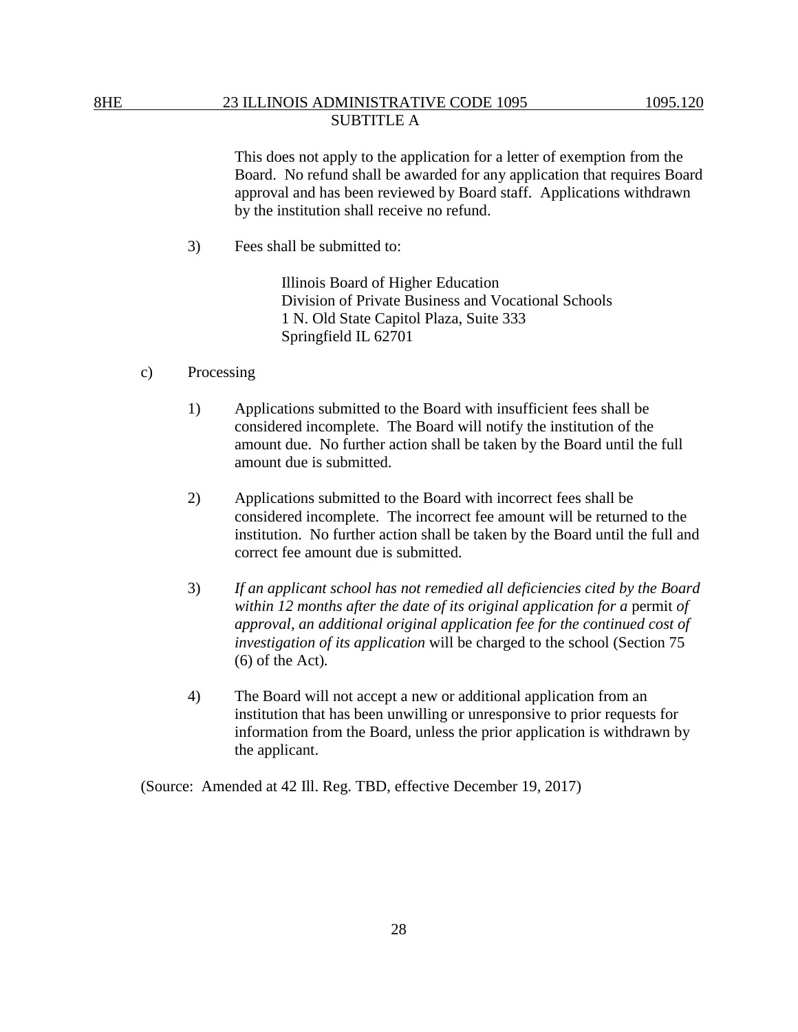This does not apply to the application for a letter of exemption from the Board. No refund shall be awarded for any application that requires Board approval and has been reviewed by Board staff. Applications withdrawn by the institution shall receive no refund.

3) Fees shall be submitted to:

Illinois Board of Higher Education
Division of Private Business and Vocational Schools
1 N. Old State Capitol Plaza, Suite 333
Springfield IL 62701

c) Processing

1) Applications submitted to the Board with insufficient fees shall be considered incomplete. The Board will notify the institution of the amount due. No further action shall be taken by the Board until the full amount due is submitted.

2) Applications submitted to the Board with incorrect fees shall be considered incomplete. The incorrect fee amount will be returned to the institution. No further action shall be taken by the Board until the full and correct fee amount due is submitted.

3) *If an applicant school has not remedied all deficiencies cited by the Board within 12 months after the date of its original application for a* permit *of approval, an additional original application fee for the continued cost of investigation of its application* will be charged to the school (Section 75 (6) of the Act).

4) The Board will not accept a new or additional application from an institution that has been unwilling or unresponsive to prior requests for information from the Board, unless the prior application is withdrawn by the applicant.

(Source: Amended at 42 Ill. Reg. TBD, effective December 19, 2017)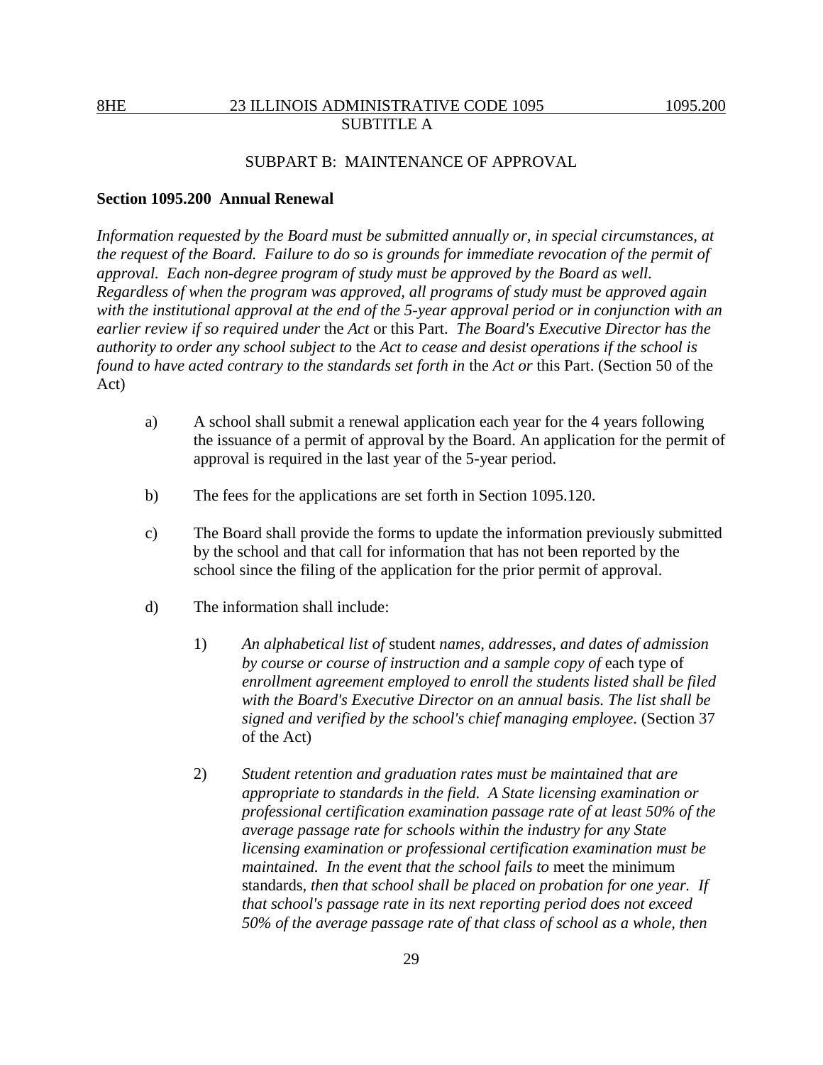## SUBPART B: MAINTENANCE OF APPROVAL

**Section 1095.200 Annual Renewal**

*Information requested by the Board must be submitted annually or, in special circumstances, at the request of the Board. Failure to do so is grounds for immediate revocation of the permit of approval. Each non-degree program of study must be approved by the Board as well. Regardless of when the program was approved, all programs of study must be approved again with the institutional approval at the end of the 5-year approval period or in conjunction with an earlier review if so required under* the *Act* or this Part. *The Board's Executive Director has the authority to order any school subject to* the *Act to cease and desist operations if the school is found to have acted contrary to the standards set forth in* the *Act or* this Part. (Section 50 of the Act)

a) A school shall submit a renewal application each year for the 4 years following the issuance of a permit of approval by the Board. An application for the permit of approval is required in the last year of the 5-year period.

b) The fees for the applications are set forth in Section 1095.120.

c) The Board shall provide the forms to update the information previously submitted by the school and that call for information that has not been reported by the school since the filing of the application for the prior permit of approval.

d) The information shall include:

1) *An alphabetical list of* student *names, addresses, and dates of admission by course or course of instruction and a sample copy of* each type of *enrollment agreement employed to enroll the students listed shall be filed with the Board's Executive Director on an annual basis. The list shall be signed and verified by the school's chief managing employee*. (Section 37 of the Act)

2) *Student retention and graduation rates must be maintained that are appropriate to standards in the field. A State licensing examination or professional certification examination passage rate of at least 50% of the average passage rate for schools within the industry for any State licensing examination or professional certification examination must be maintained. In the event that the school fails to* meet the minimum standards, *then that school shall be placed on probation for one year. If that school's passage rate in its next reporting period does not exceed 50% of the average passage rate of that class of school as a whole, then*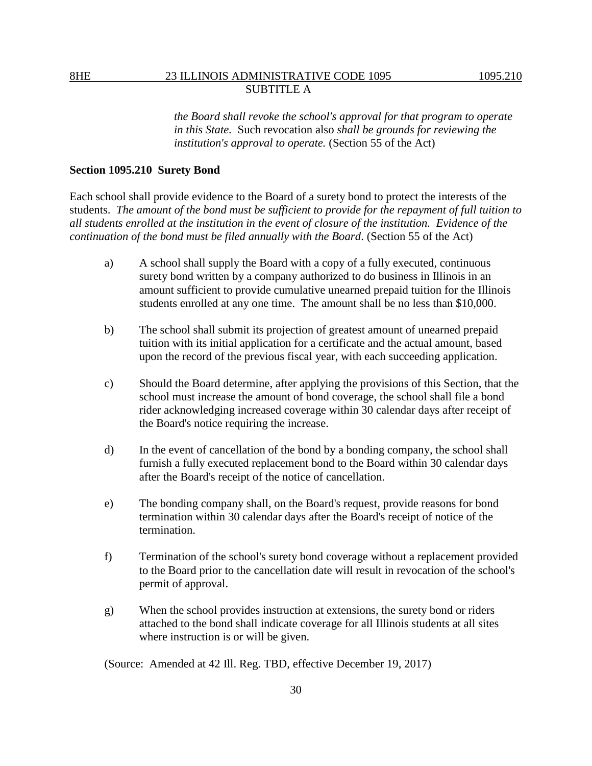*the Board shall revoke the school's approval for that program to operate in this State.* Such revocation also *shall be grounds for reviewing the institution's approval to operate.* (Section 55 of the Act)

**Section 1095.210 Surety Bond**

Each school shall provide evidence to the Board of a surety bond to protect the interests of the students. *The amount of the bond must be sufficient to provide for the repayment of full tuition to all students enrolled at the institution in the event of closure of the institution. Evidence of the continuation of the bond must be filed annually with the Board*. (Section 55 of the Act)

a) A school shall supply the Board with a copy of a fully executed, continuous surety bond written by a company authorized to do business in Illinois in an amount sufficient to provide cumulative unearned prepaid tuition for the Illinois students enrolled at any one time. The amount shall be no less than $10,000.

b) The school shall submit its projection of greatest amount of unearned prepaid tuition with its initial application for a certificate and the actual amount, based upon the record of the previous fiscal year, with each succeeding application.

c) Should the Board determine, after applying the provisions of this Section, that the school must increase the amount of bond coverage, the school shall file a bond rider acknowledging increased coverage within 30 calendar days after receipt of the Board's notice requiring the increase.

d) In the event of cancellation of the bond by a bonding company, the school shall furnish a fully executed replacement bond to the Board within 30 calendar days after the Board's receipt of the notice of cancellation.

e) The bonding company shall, on the Board's request, provide reasons for bond termination within 30 calendar days after the Board's receipt of notice of the termination.

f) Termination of the school's surety bond coverage without a replacement provided to the Board prior to the cancellation date will result in revocation of the school's permit of approval.

g) When the school provides instruction at extensions, the surety bond or riders attached to the bond shall indicate coverage for all Illinois students at all sites where instruction is or will be given.

(Source: Amended at 42 Ill. Reg. TBD, effective December 19, 2017)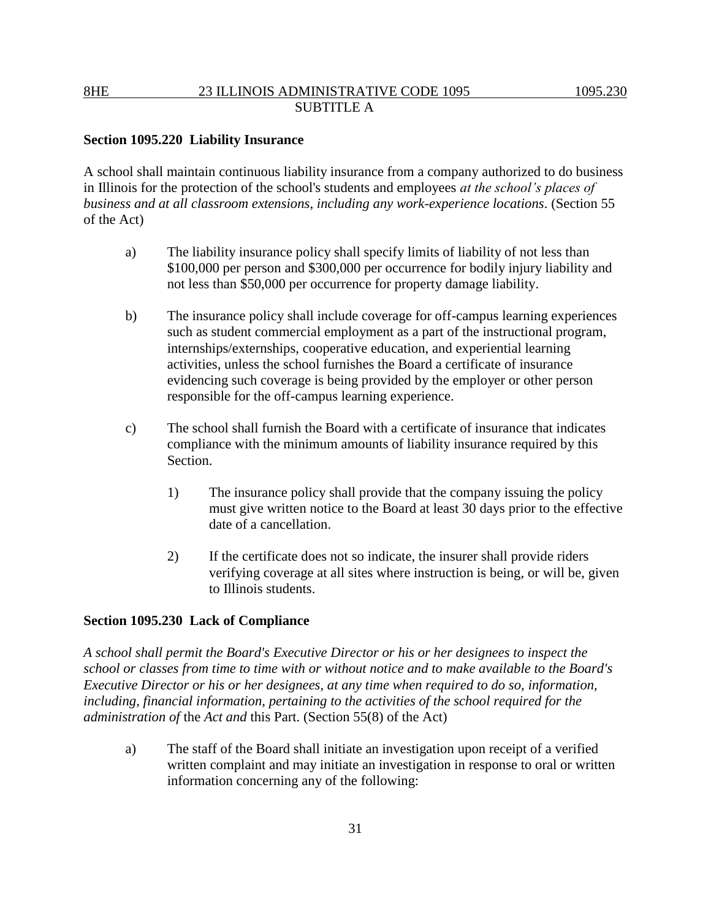**Section 1095.220 Liability Insurance**

A school shall maintain continuous liability insurance from a company authorized to do business in Illinois for the protection of the school's students and employees *at the school's places of business and at all classroom extensions, including any work-experience locations*. (Section 55 of the Act)

a) The liability insurance policy shall specify limits of liability of not less than \$100,000 per person and \$300,000 per occurrence for bodily injury liability and not less than \$50,000 per occurrence for property damage liability.

b) The insurance policy shall include coverage for off-campus learning experiences such as student commercial employment as a part of the instructional program, internships/externships, cooperative education, and experiential learning activities, unless the school furnishes the Board a certificate of insurance evidencing such coverage is being provided by the employer or other person responsible for the off-campus learning experience.

c) The school shall furnish the Board with a certificate of insurance that indicates compliance with the minimum amounts of liability insurance required by this Section.

   1) The insurance policy shall provide that the company issuing the policy must give written notice to the Board at least 30 days prior to the effective date of a cancellation.

   2) If the certificate does not so indicate, the insurer shall provide riders verifying coverage at all sites where instruction is being, or will be, given to Illinois students.

**Section 1095.230 Lack of Compliance**

*A school shall permit the Board's Executive Director or his or her designees to inspect the school or classes from time to time with or without notice and to make available to the Board's Executive Director or his or her designees, at any time when required to do so, information, including, financial information, pertaining to the activities of the school required for the administration of* the *Act and* this Part. (Section 55(8) of the Act)

a) The staff of the Board shall initiate an investigation upon receipt of a verified written complaint and may initiate an investigation in response to oral or written information concerning any of the following: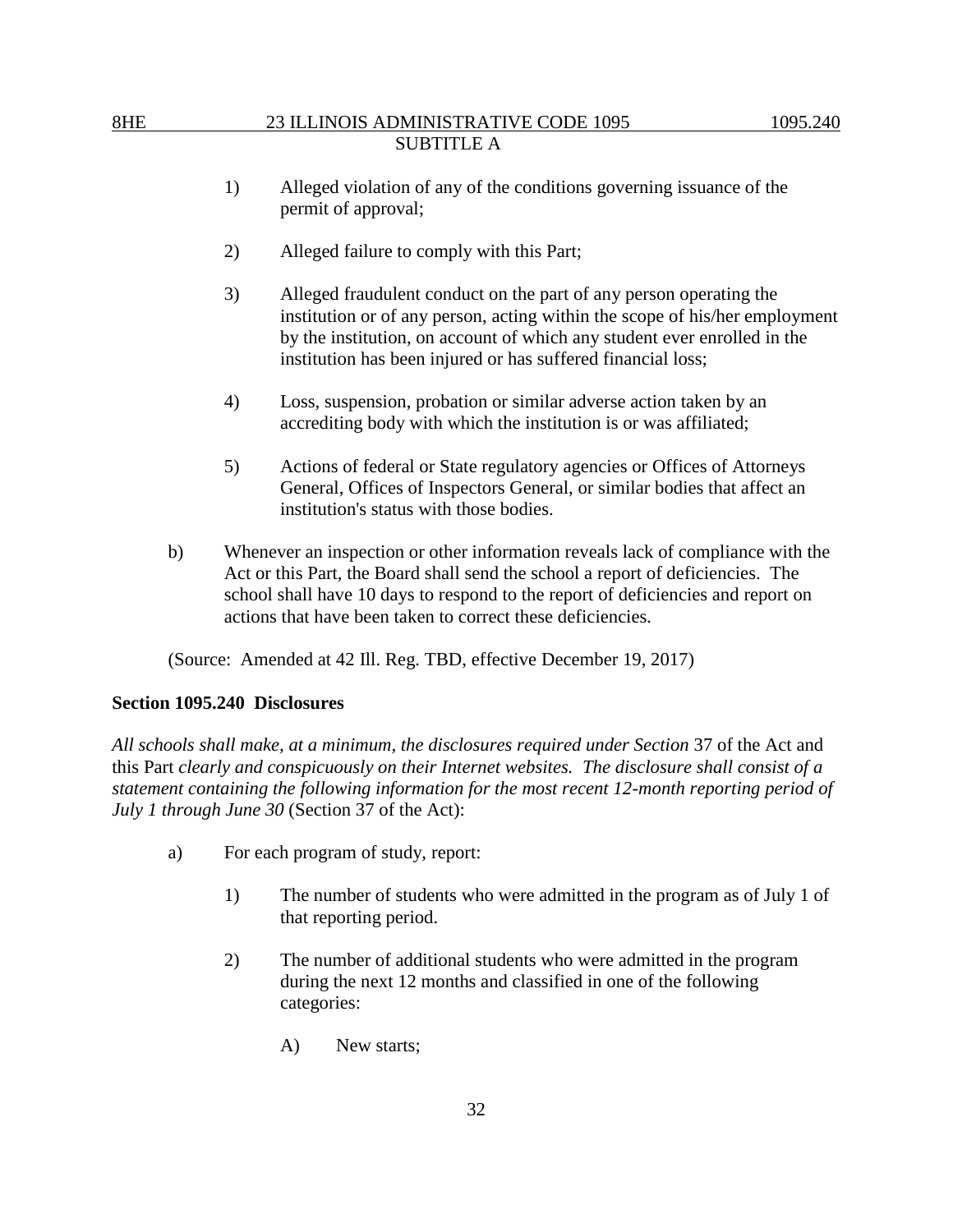1) Alleged violation of any of the conditions governing issuance of the permit of approval;

2) Alleged failure to comply with this Part;

3) Alleged fraudulent conduct on the part of any person operating the institution or of any person, acting within the scope of his/her employment by the institution, on account of which any student ever enrolled in the institution has been injured or has suffered financial loss;

4) Loss, suspension, probation or similar adverse action taken by an accrediting body with which the institution is or was affiliated;

5) Actions of federal or State regulatory agencies or Offices of Attorneys General, Offices of Inspectors General, or similar bodies that affect an institution's status with those bodies.

b) Whenever an inspection or other information reveals lack of compliance with the Act or this Part, the Board shall send the school a report of deficiencies. The school shall have 10 days to respond to the report of deficiencies and report on actions that have been taken to correct these deficiencies.

(Source: Amended at 42 Ill. Reg. TBD, effective December 19, 2017)

**Section 1095.240 Disclosures**

*All schools shall make, at a minimum, the disclosures required under Section* 37 of the Act and this Part *clearly and conspicuously on their Internet websites. The disclosure shall consist of a statement containing the following information for the most recent 12-month reporting period of July 1 through June 30* (Section 37 of the Act):

a) For each program of study, report:

1) The number of students who were admitted in the program as of July 1 of that reporting period.

2) The number of additional students who were admitted in the program during the next 12 months and classified in one of the following categories:

A) New starts;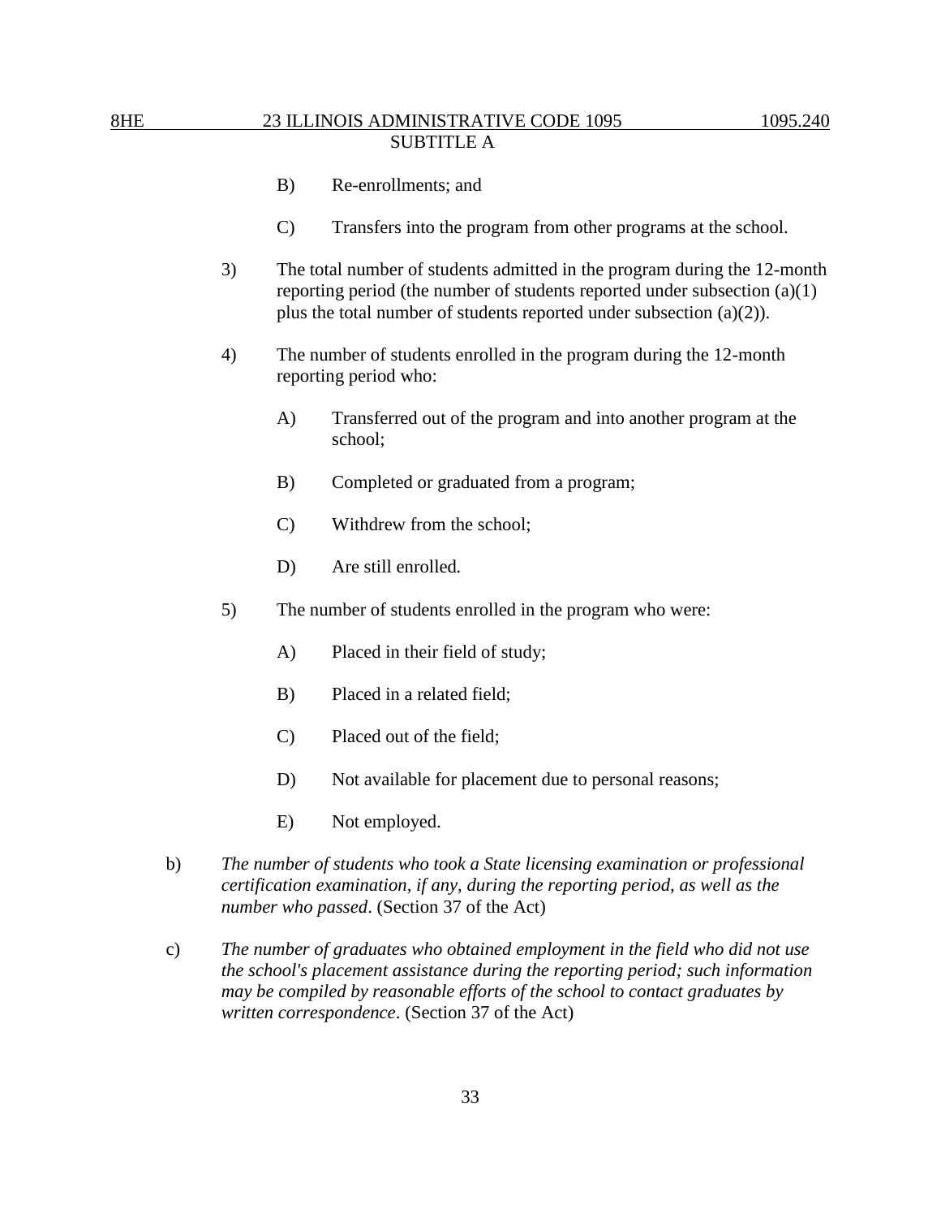B) Re-enrollments; and

C) Transfers into the program from other programs at the school.

3) The total number of students admitted in the program during the 12-month reporting period (the number of students reported under subsection (a)(1) plus the total number of students reported under subsection (a)(2)).

4) The number of students enrolled in the program during the 12-month reporting period who:

A) Transferred out of the program and into another program at the school;

B) Completed or graduated from a program;

C) Withdrew from the school;

D) Are still enrolled.

5) The number of students enrolled in the program who were:

A) Placed in their field of study;

B) Placed in a related field;

C) Placed out of the field;

D) Not available for placement due to personal reasons;

E) Not employed.

b) *The number of students who took a State licensing examination or professional certification examination, if any, during the reporting period, as well as the number who passed*. (Section 37 of the Act)

c) *The number of graduates who obtained employment in the field who did not use the school's placement assistance during the reporting period; such information may be compiled by reasonable efforts of the school to contact graduates by written correspondence*. (Section 37 of the Act)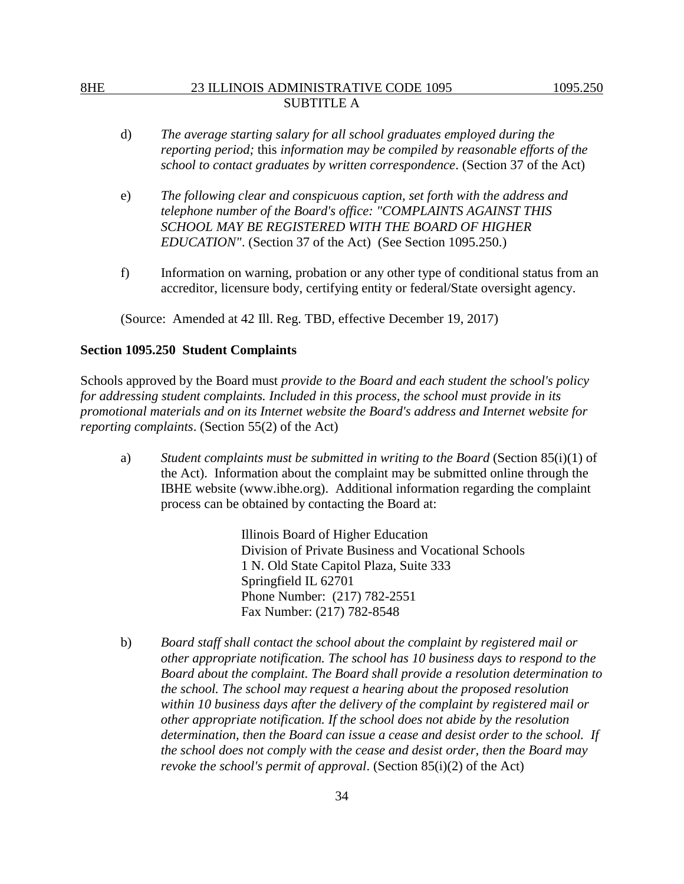d) *The average starting salary for all school graduates employed during the reporting period;* this *information may be compiled by reasonable efforts of the school to contact graduates by written correspondence*. (Section 37 of the Act)

e) *The following clear and conspicuous caption, set forth with the address and telephone number of the Board's office: "COMPLAINTS AGAINST THIS SCHOOL MAY BE REGISTERED WITH THE BOARD OF HIGHER EDUCATION"*. (Section 37 of the Act) (See Section 1095.250.)

f) Information on warning, probation or any other type of conditional status from an accreditor, licensure body, certifying entity or federal/State oversight agency.

(Source: Amended at 42 Ill. Reg. TBD, effective December 19, 2017)

**Section 1095.250 Student Complaints**

Schools approved by the Board must *provide to the Board and each student the school's policy for addressing student complaints. Included in this process, the school must provide in its promotional materials and on its Internet website the Board's address and Internet website for reporting complaints*. (Section 55(2) of the Act)

a) *Student complaints must be submitted in writing to the Board* (Section 85(i)(1) of the Act). Information about the complaint may be submitted online through the IBHE website (www.ibhe.org). Additional information regarding the complaint process can be obtained by contacting the Board at:

    Illinois Board of Higher Education
    Division of Private Business and Vocational Schools
    1 N. Old State Capitol Plaza, Suite 333
    Springfield IL 62701
    Phone Number: (217) 782-2551
    Fax Number: (217) 782-8548

b) *Board staff shall contact the school about the complaint by registered mail or other appropriate notification. The school has 10 business days to respond to the Board about the complaint. The Board shall provide a resolution determination to the school. The school may request a hearing about the proposed resolution within 10 business days after the delivery of the complaint by registered mail or other appropriate notification. If the school does not abide by the resolution determination, then the Board can issue a cease and desist order to the school. If the school does not comply with the cease and desist order, then the Board may revoke the school's permit of approval*. (Section 85(i)(2) of the Act)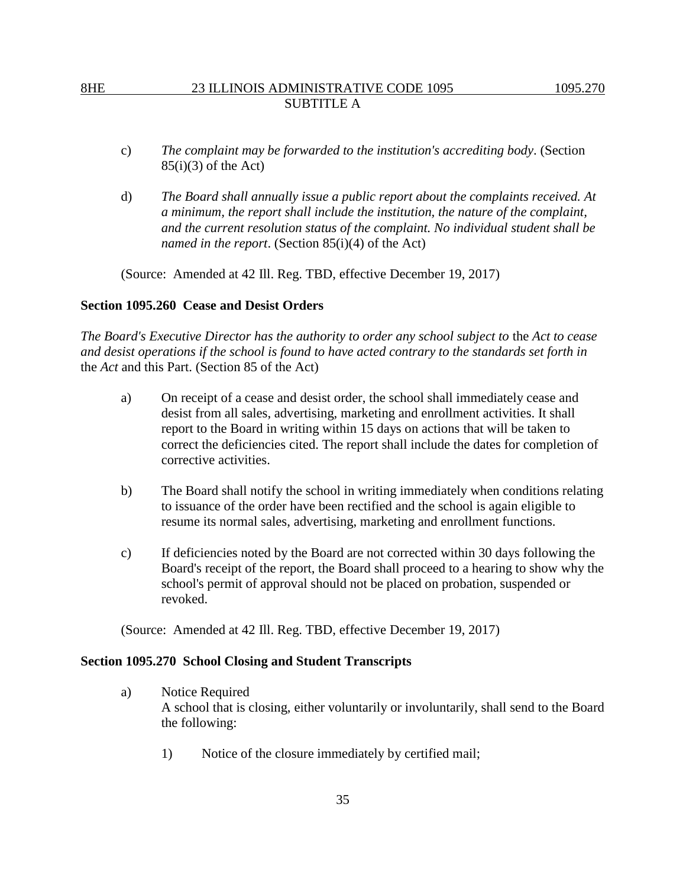c) *The complaint may be forwarded to the institution's accrediting body*. (Section 85(i)(3) of the Act)

d) *The Board shall annually issue a public report about the complaints received. At a minimum, the report shall include the institution, the nature of the complaint, and the current resolution status of the complaint. No individual student shall be named in the report*. (Section 85(i)(4) of the Act)

(Source: Amended at 42 Ill. Reg. TBD, effective December 19, 2017)

**Section 1095.260 Cease and Desist Orders**

*The Board's Executive Director has the authority to order any school subject to* the *Act to cease and desist operations if the school is found to have acted contrary to the standards set forth in* the *Act* and this Part. (Section 85 of the Act)

a) On receipt of a cease and desist order, the school shall immediately cease and desist from all sales, advertising, marketing and enrollment activities. It shall report to the Board in writing within 15 days on actions that will be taken to correct the deficiencies cited. The report shall include the dates for completion of corrective activities.

b) The Board shall notify the school in writing immediately when conditions relating to issuance of the order have been rectified and the school is again eligible to resume its normal sales, advertising, marketing and enrollment functions.

c) If deficiencies noted by the Board are not corrected within 30 days following the Board's receipt of the report, the Board shall proceed to a hearing to show why the school's permit of approval should not be placed on probation, suspended or revoked.

(Source: Amended at 42 Ill. Reg. TBD, effective December 19, 2017)

**Section 1095.270 School Closing and Student Transcripts**

a) Notice Required
A school that is closing, either voluntarily or involuntarily, shall send to the Board the following:

1) Notice of the closure immediately by certified mail;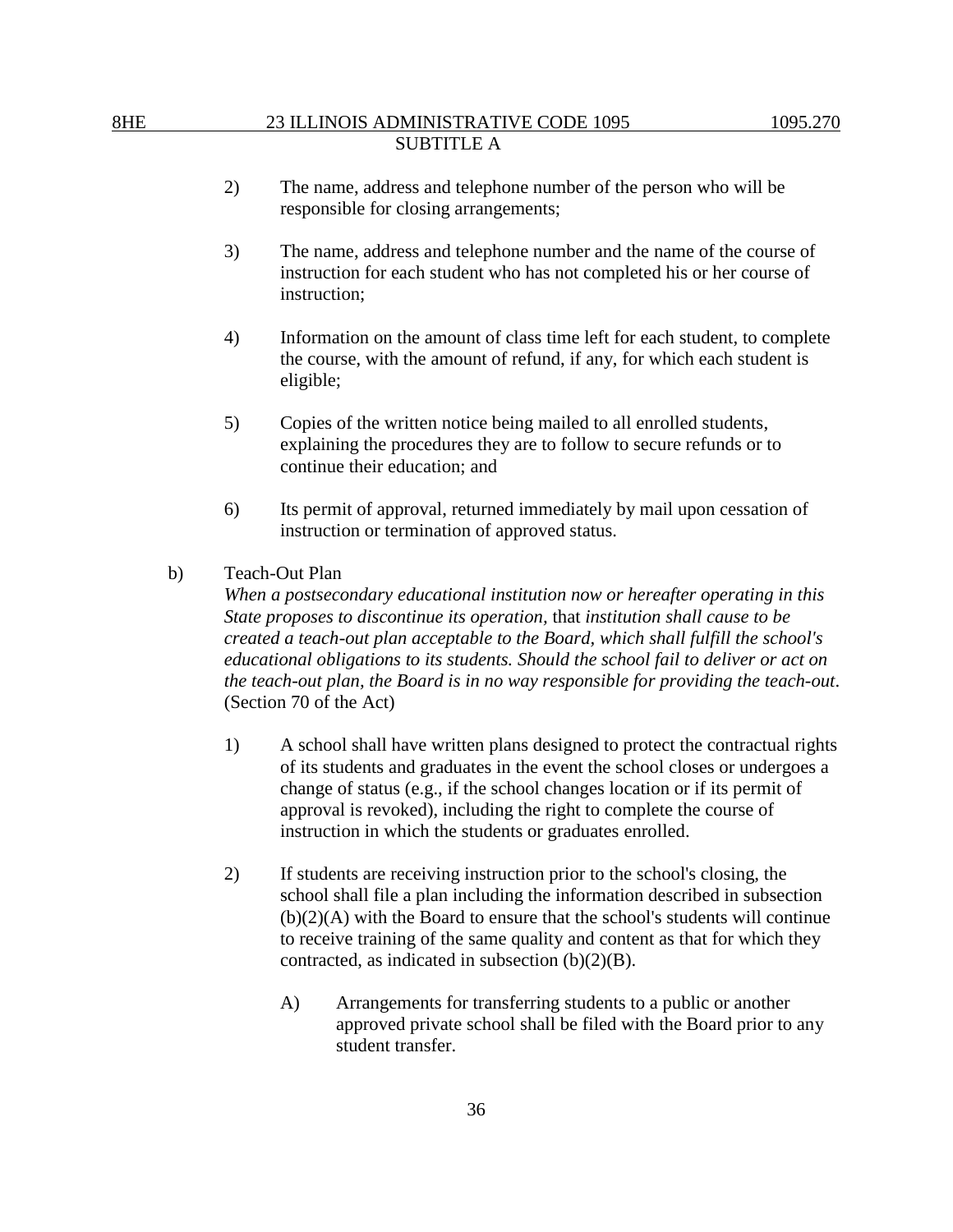2) The name, address and telephone number of the person who will be responsible for closing arrangements;

3) The name, address and telephone number and the name of the course of instruction for each student who has not completed his or her course of instruction;

4) Information on the amount of class time left for each student, to complete the course, with the amount of refund, if any, for which each student is eligible;

5) Copies of the written notice being mailed to all enrolled students, explaining the procedures they are to follow to secure refunds or to continue their education; and

6) Its permit of approval, returned immediately by mail upon cessation of instruction or termination of approved status.

b) Teach-Out Plan

*When a postsecondary educational institution now or hereafter operating in this State proposes to discontinue its operation,* that *institution shall cause to be created a teach-out plan acceptable to the Board, which shall fulfill the school's educational obligations to its students. Should the school fail to deliver or act on the teach-out plan, the Board is in no way responsible for providing the teach-out*. (Section 70 of the Act)

1) A school shall have written plans designed to protect the contractual rights of its students and graduates in the event the school closes or undergoes a change of status (e.g., if the school changes location or if its permit of approval is revoked), including the right to complete the course of instruction in which the students or graduates enrolled.

2) If students are receiving instruction prior to the school's closing, the school shall file a plan including the information described in subsection (b)(2)(A) with the Board to ensure that the school's students will continue to receive training of the same quality and content as that for which they contracted, as indicated in subsection (b)(2)(B).

A) Arrangements for transferring students to a public or another approved private school shall be filed with the Board prior to any student transfer.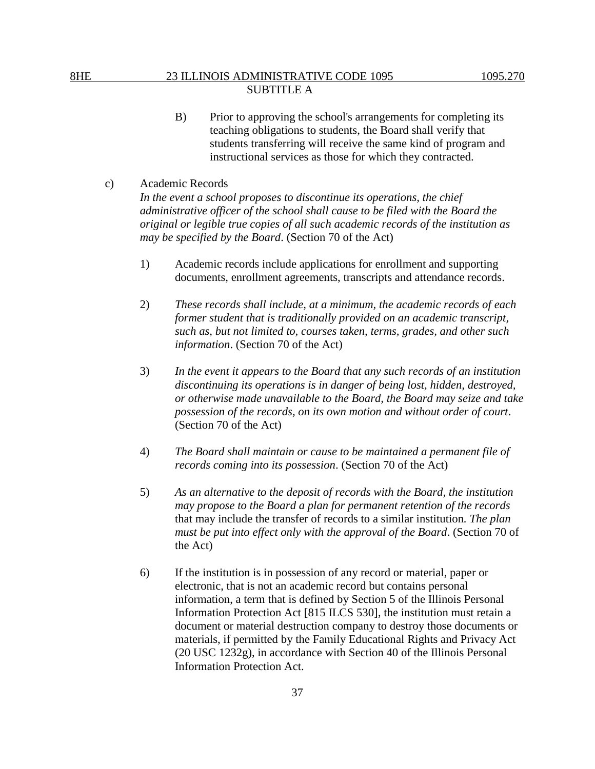B) Prior to approving the school's arrangements for completing its teaching obligations to students, the Board shall verify that students transferring will receive the same kind of program and instructional services as those for which they contracted.

c) Academic Records

*In the event a school proposes to discontinue its operations, the chief administrative officer of the school shall cause to be filed with the Board the original or legible true copies of all such academic records of the institution as may be specified by the Board*. (Section 70 of the Act)

1) Academic records include applications for enrollment and supporting documents, enrollment agreements, transcripts and attendance records.

2) *These records shall include, at a minimum, the academic records of each former student that is traditionally provided on an academic transcript, such as, but not limited to, courses taken, terms, grades, and other such information*. (Section 70 of the Act)

3) *In the event it appears to the Board that any such records of an institution discontinuing its operations is in danger of being lost, hidden, destroyed, or otherwise made unavailable to the Board, the Board may seize and take possession of the records, on its own motion and without order of court*. (Section 70 of the Act)

4) *The Board shall maintain or cause to be maintained a permanent file of records coming into its possession*. (Section 70 of the Act)

5) *As an alternative to the deposit of records with the Board, the institution may propose to the Board a plan for permanent retention of the records* that may include the transfer of records to a similar institution. *The plan must be put into effect only with the approval of the Board*. (Section 70 of the Act)

6) If the institution is in possession of any record or material, paper or electronic, that is not an academic record but contains personal information, a term that is defined by Section 5 of the Illinois Personal Information Protection Act [815 ILCS 530], the institution must retain a document or material destruction company to destroy those documents or materials, if permitted by the Family Educational Rights and Privacy Act (20 USC 1232g), in accordance with Section 40 of the Illinois Personal Information Protection Act.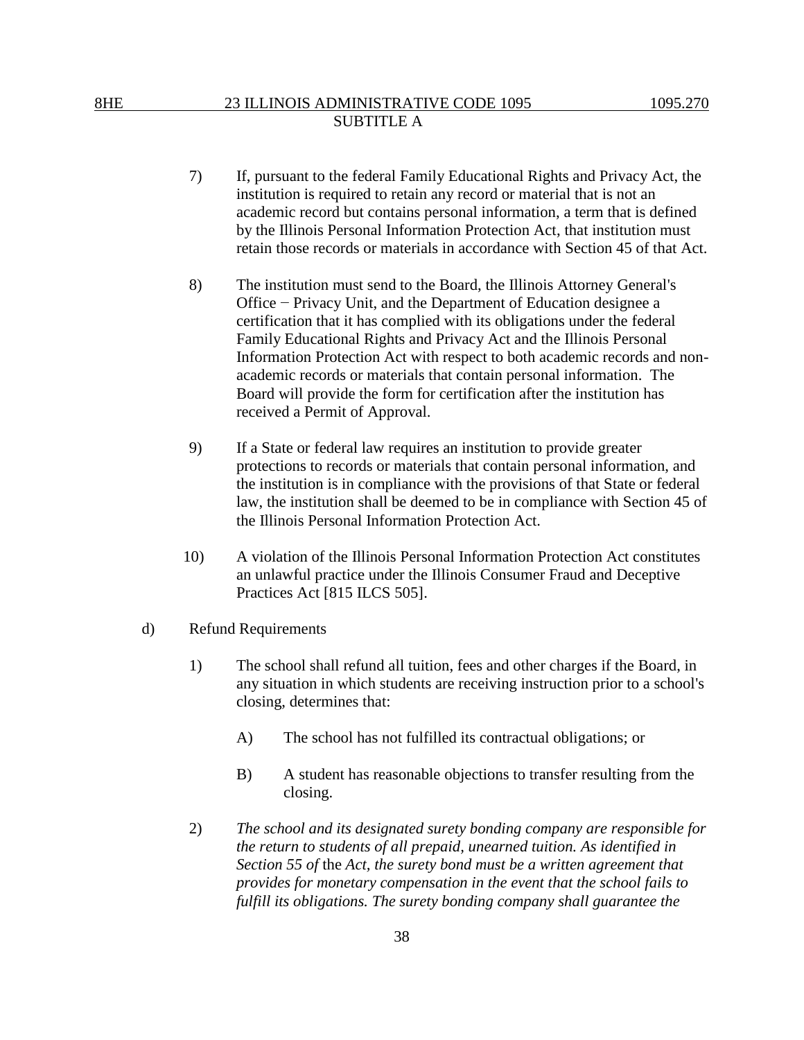7) If, pursuant to the federal Family Educational Rights and Privacy Act, the institution is required to retain any record or material that is not an academic record but contains personal information, a term that is defined by the Illinois Personal Information Protection Act, that institution must retain those records or materials in accordance with Section 45 of that Act.

8) The institution must send to the Board, the Illinois Attorney General's Office − Privacy Unit, and the Department of Education designee a certification that it has complied with its obligations under the federal Family Educational Rights and Privacy Act and the Illinois Personal Information Protection Act with respect to both academic records and non-academic records or materials that contain personal information. The Board will provide the form for certification after the institution has received a Permit of Approval.

9) If a State or federal law requires an institution to provide greater protections to records or materials that contain personal information, and the institution is in compliance with the provisions of that State or federal law, the institution shall be deemed to be in compliance with Section 45 of the Illinois Personal Information Protection Act.

10) A violation of the Illinois Personal Information Protection Act constitutes an unlawful practice under the Illinois Consumer Fraud and Deceptive Practices Act [815 ILCS 505].

d) Refund Requirements

1) The school shall refund all tuition, fees and other charges if the Board, in any situation in which students are receiving instruction prior to a school's closing, determines that:

A) The school has not fulfilled its contractual obligations; or

B) A student has reasonable objections to transfer resulting from the closing.

2) *The school and its designated surety bonding company are responsible for the return to students of all prepaid, unearned tuition. As identified in Section 55 of* the *Act, the surety bond must be a written agreement that provides for monetary compensation in the event that the school fails to fulfill its obligations. The surety bonding company shall guarantee the*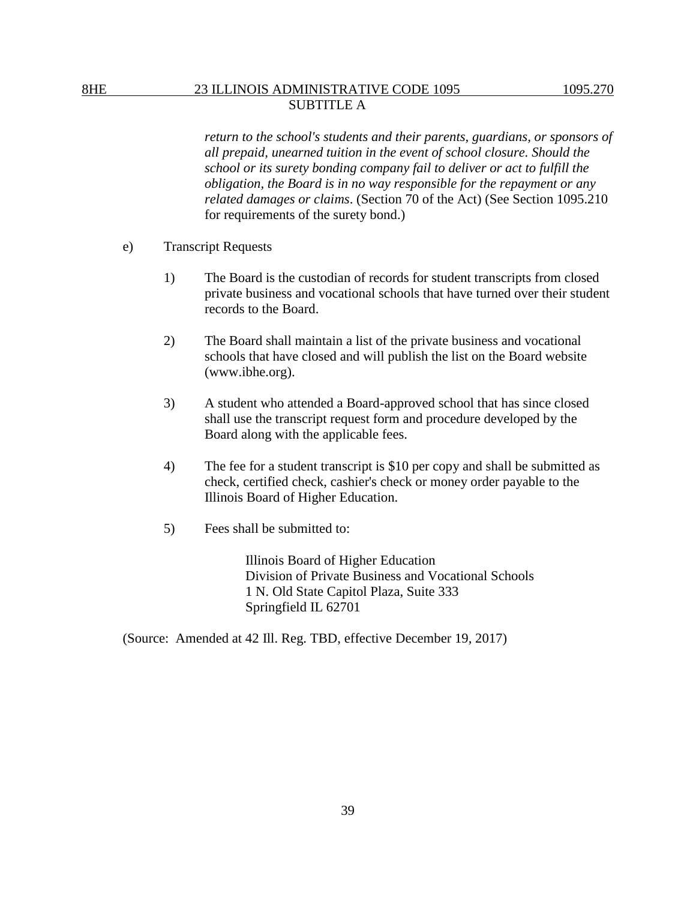*return to the school's students and their parents, guardians, or sponsors of all prepaid, unearned tuition in the event of school closure. Should the school or its surety bonding company fail to deliver or act to fulfill the obligation, the Board is in no way responsible for the repayment or any related damages or claims*. (Section 70 of the Act) (See Section 1095.210 for requirements of the surety bond.)

e) Transcript Requests

1) The Board is the custodian of records for student transcripts from closed private business and vocational schools that have turned over their student records to the Board.

2) The Board shall maintain a list of the private business and vocational schools that have closed and will publish the list on the Board website (www.ibhe.org).

3) A student who attended a Board-approved school that has since closed shall use the transcript request form and procedure developed by the Board along with the applicable fees.

4) The fee for a student transcript is $10 per copy and shall be submitted as check, certified check, cashier's check or money order payable to the Illinois Board of Higher Education.

5) Fees shall be submitted to:

Illinois Board of Higher Education
Division of Private Business and Vocational Schools
1 N. Old State Capitol Plaza, Suite 333
Springfield IL 62701

(Source: Amended at 42 Ill. Reg. TBD, effective December 19, 2017)